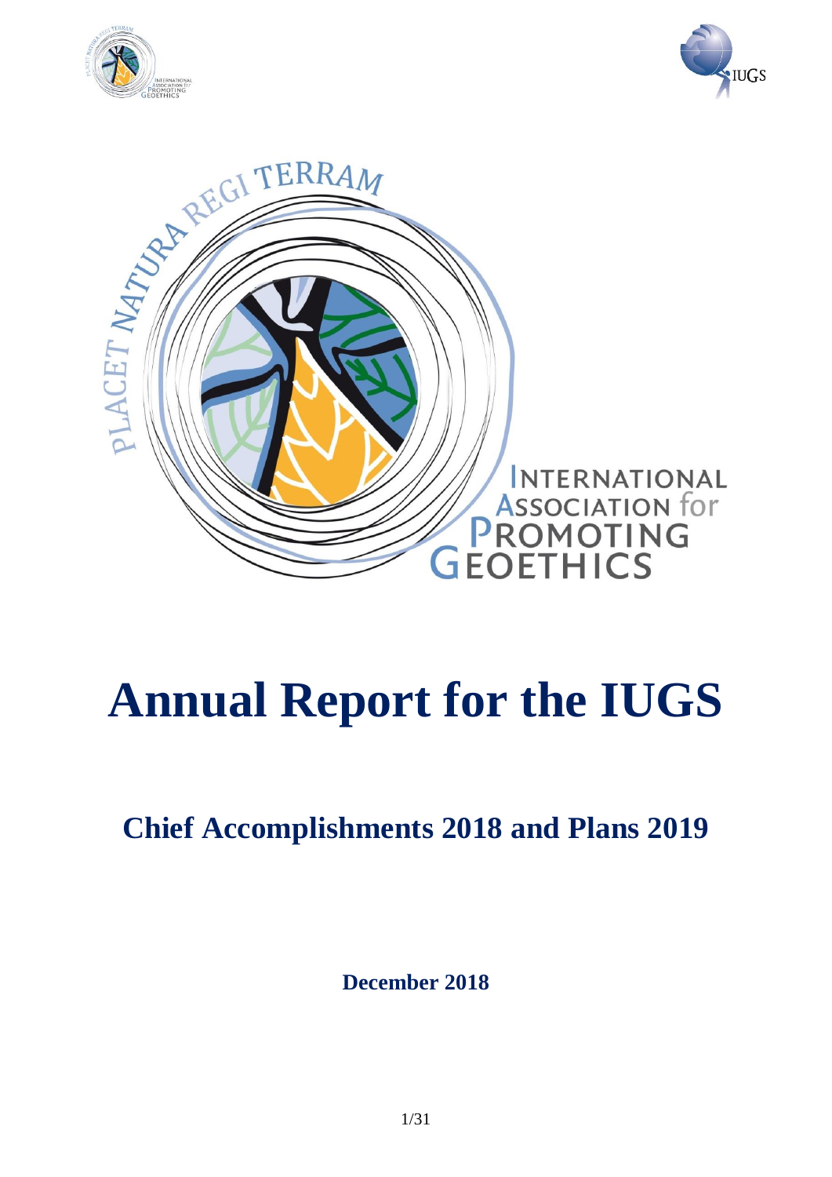# Annual Report for the IUGS

## Chief Accomplishments 2018 and Plans 2019

**December 2018**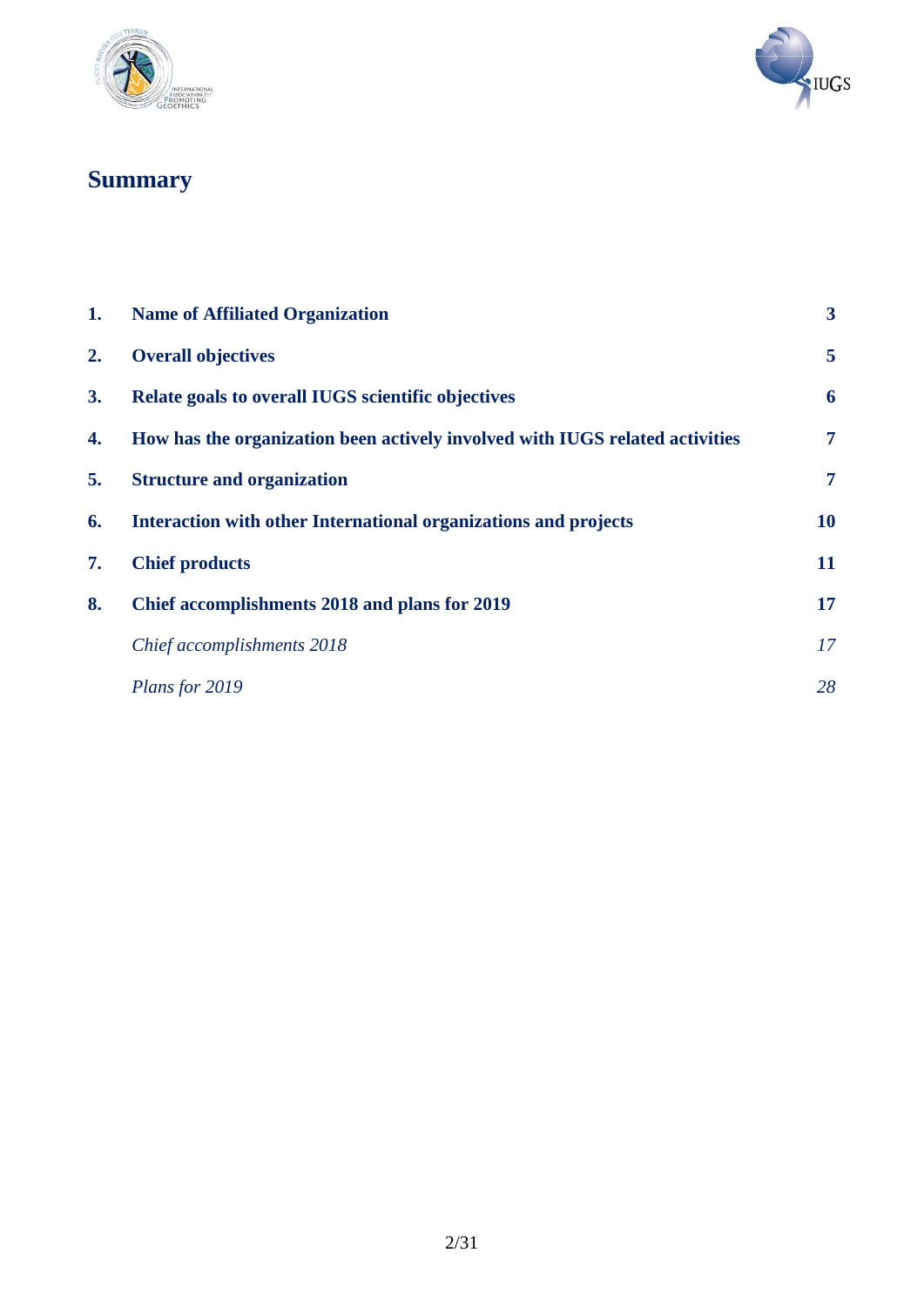# Summary

| | | |
|---|---|---|
| **1.** | **Name of Affiliated Organization** | **3** |
| **2.** | **Overall objectives** | **5** |
| **3.** | **Relate goals to overall IUGS scientific objectives** | **6** |
| **4.** | **How has the organization been actively involved with IUGS related activities** | **7** |
| **5.** | **Structure and organization** | **7** |
| **6.** | **Interaction with other International organizations and projects** | **10** |
| **7.** | **Chief products** | **11** |
| **8.** | **Chief accomplishments 2018 and plans for 2019** | **17** |
| | *Chief accomplishments 2018* | *17* |
| | *Plans for 2019* | *28* |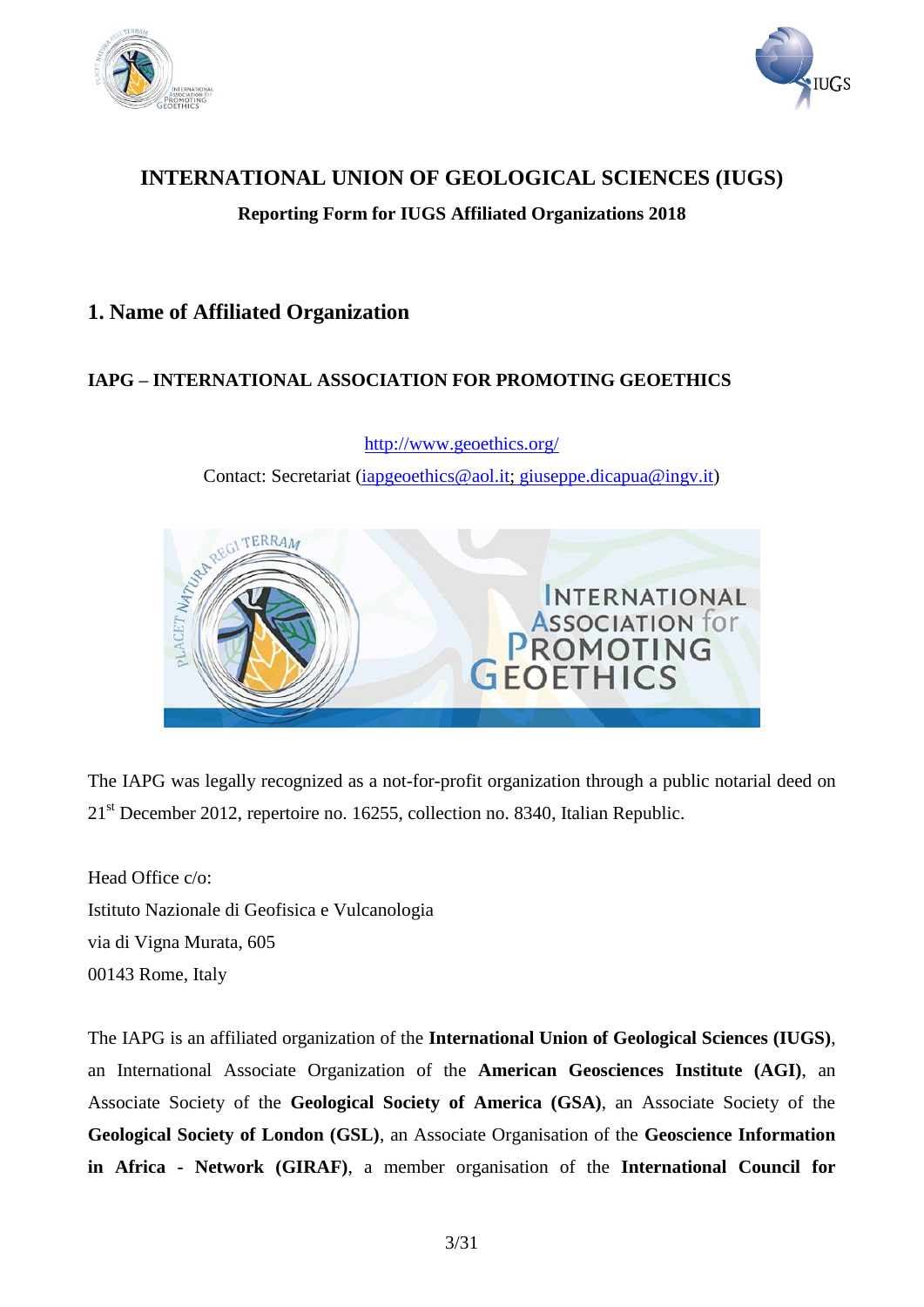# INTERNATIONAL UNION OF GEOLOGICAL SCIENCES (IUGS)

**Reporting Form for IUGS Affiliated Organizations 2018**

## 1. Name of Affiliated Organization

**IAPG – INTERNATIONAL ASSOCIATION FOR PROMOTING GEOETHICS**

http://www.geoethics.org/

Contact: Secretariat (iapgeoethics@aol.it; giuseppe.dicapua@ingv.it)

The IAPG was legally recognized as a not-for-profit organization through a public notarial deed on 21st December 2012, repertoire no. 16255, collection no. 8340, Italian Republic.

Head Office c/o:
Istituto Nazionale di Geofisica e Vulcanologia
via di Vigna Murata, 605
00143 Rome, Italy

The IAPG is an affiliated organization of the **International Union of Geological Sciences (IUGS)**, an International Associate Organization of the **American Geosciences Institute (AGI)**, an Associate Society of the **Geological Society of America (GSA)**, an Associate Society of the **Geological Society of London (GSL)**, an Associate Organisation of the **Geoscience Information in Africa - Network (GIRAF)**, a member organisation of the **International Council for**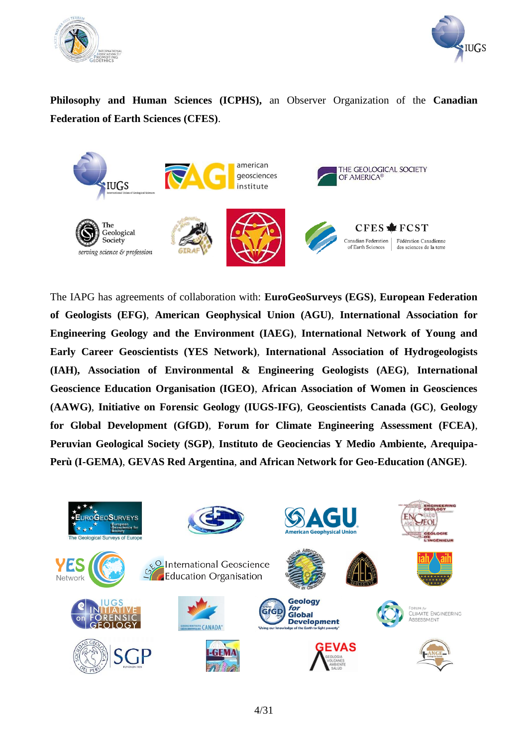**Philosophy and Human Sciences (ICPHS),** an Observer Organization of the **Canadian Federation of Earth Sciences (CFES)**.

The IAPG has agreements of collaboration with: **EuroGeoSurveys (EGS)**, **European Federation of Geologists (EFG)**, **American Geophysical Union (AGU)**, **International Association for Engineering Geology and the Environment (IAEG)**, **International Network of Young and Early Career Geoscientists (YES Network)**, **International Association of Hydrogeologists (IAH), Association of Environmental & Engineering Geologists (AEG)**, **International Geoscience Education Organisation (IGEO)**, **African Association of Women in Geosciences (AAWG)**, **Initiative on Forensic Geology (IUGS-IFG)**, **Geoscientists Canada (GC)**, **Geology for Global Development (GfGD)**, **Forum for Climate Engineering Assessment (FCEA)**, **Peruvian Geological Society (SGP)**, **Instituto de Geociencias Y Medio Ambiente, Arequipa-Perù (I-GEMA)**, **GEVAS Red Argentina**, **and African Network for Geo-Education (ANGE)**.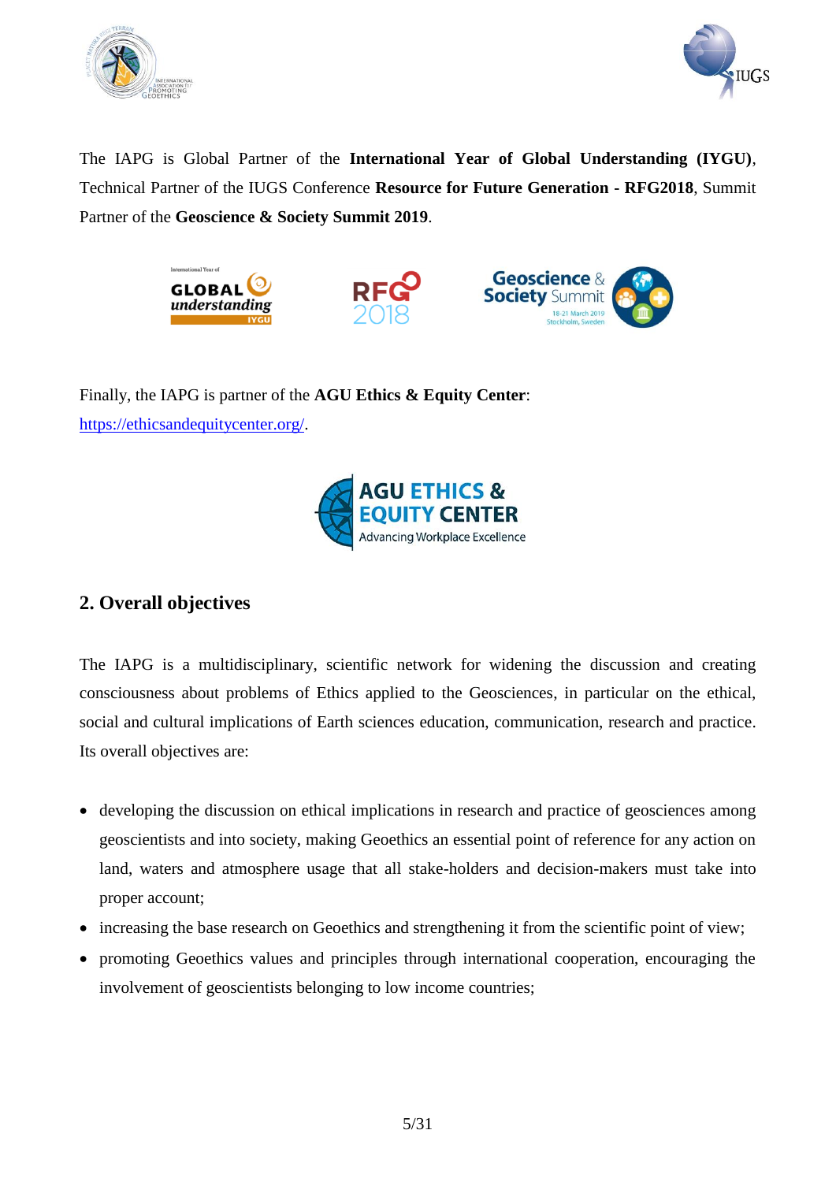The IAPG is Global Partner of the **International Year of Global Understanding (IYGU)**, Technical Partner of the IUGS Conference **Resource for Future Generation - RFG2018**, Summit Partner of the **Geoscience & Society Summit 2019**.

Finally, the IAPG is partner of the **AGU Ethics & Equity Center**: https://ethicsandequitycenter.org/.

## 2. Overall objectives

The IAPG is a multidisciplinary, scientific network for widening the discussion and creating consciousness about problems of Ethics applied to the Geosciences, in particular on the ethical, social and cultural implications of Earth sciences education, communication, research and practice. Its overall objectives are:

- developing the discussion on ethical implications in research and practice of geosciences among geoscientists and into society, making Geoethics an essential point of reference for any action on land, waters and atmosphere usage that all stake-holders and decision-makers must take into proper account;
- increasing the base research on Geoethics and strengthening it from the scientific point of view;
- promoting Geoethics values and principles through international cooperation, encouraging the involvement of geoscientists belonging to low income countries;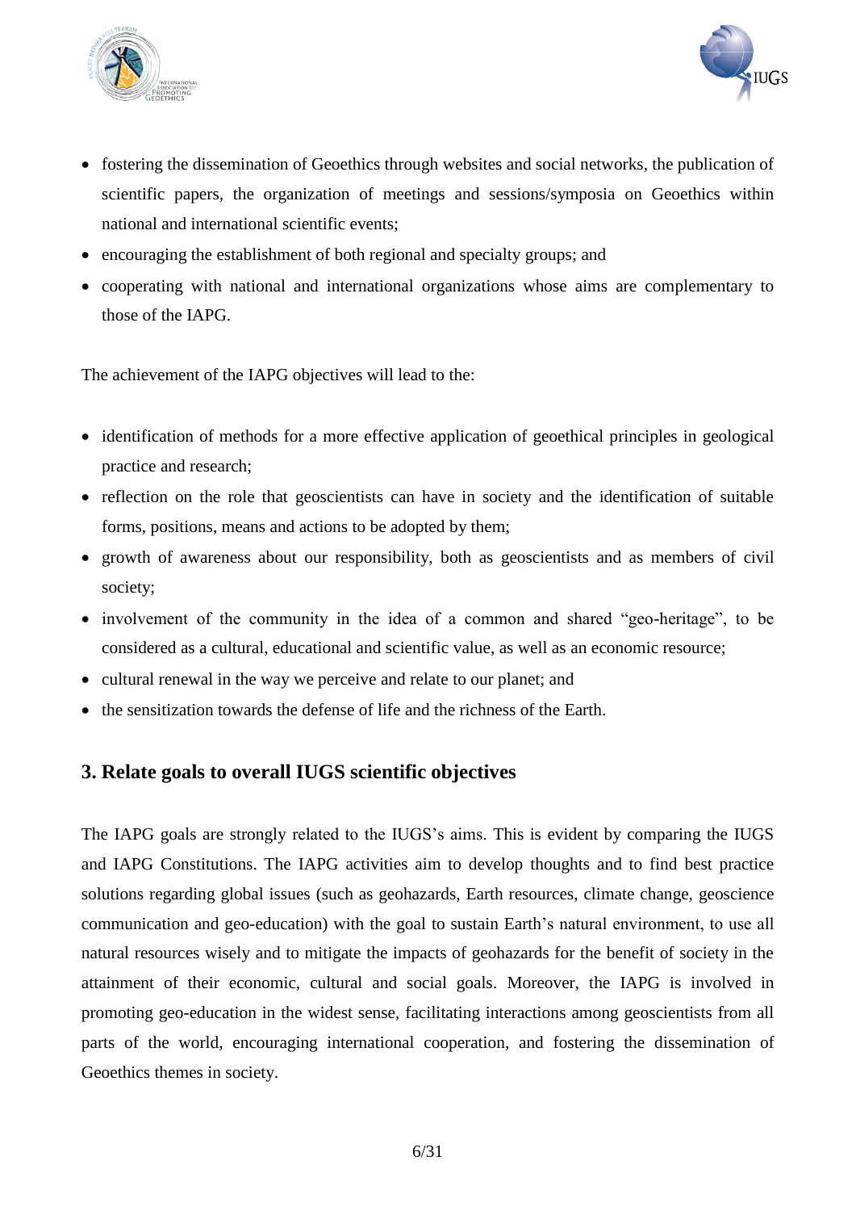- fostering the dissemination of Geoethics through websites and social networks, the publication of scientific papers, the organization of meetings and sessions/symposia on Geoethics within national and international scientific events;
- encouraging the establishment of both regional and specialty groups; and
- cooperating with national and international organizations whose aims are complementary to those of the IAPG.

The achievement of the IAPG objectives will lead to the:

- identification of methods for a more effective application of geoethical principles in geological practice and research;
- reflection on the role that geoscientists can have in society and the identification of suitable forms, positions, means and actions to be adopted by them;
- growth of awareness about our responsibility, both as geoscientists and as members of civil society;
- involvement of the community in the idea of a common and shared "geo-heritage", to be considered as a cultural, educational and scientific value, as well as an economic resource;
- cultural renewal in the way we perceive and relate to our planet; and
- the sensitization towards the defense of life and the richness of the Earth.

## 3. Relate goals to overall IUGS scientific objectives

The IAPG goals are strongly related to the IUGS's aims. This is evident by comparing the IUGS and IAPG Constitutions. The IAPG activities aim to develop thoughts and to find best practice solutions regarding global issues (such as geohazards, Earth resources, climate change, geoscience communication and geo-education) with the goal to sustain Earth's natural environment, to use all natural resources wisely and to mitigate the impacts of geohazards for the benefit of society in the attainment of their economic, cultural and social goals. Moreover, the IAPG is involved in promoting geo-education in the widest sense, facilitating interactions among geoscientists from all parts of the world, encouraging international cooperation, and fostering the dissemination of Geoethics themes in society.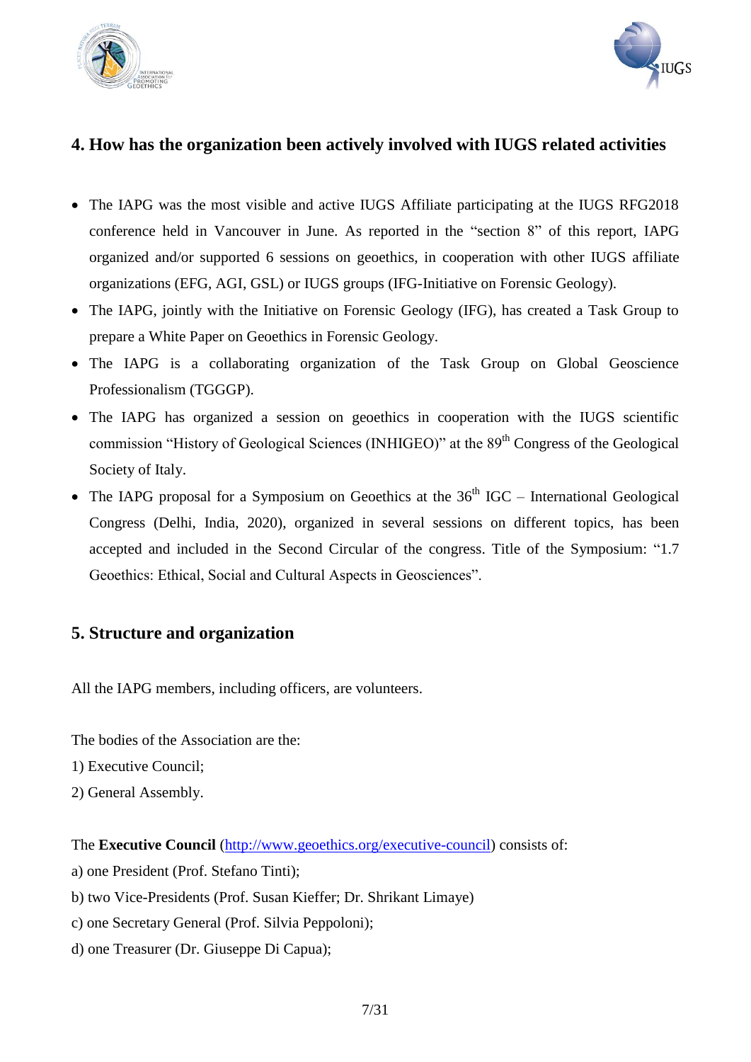## 4. How has the organization been actively involved with IUGS related activities

- The IAPG was the most visible and active IUGS Affiliate participating at the IUGS RFG2018 conference held in Vancouver in June. As reported in the "section 8" of this report, IAPG organized and/or supported 6 sessions on geoethics, in cooperation with other IUGS affiliate organizations (EFG, AGI, GSL) or IUGS groups (IFG-Initiative on Forensic Geology).
- The IAPG, jointly with the Initiative on Forensic Geology (IFG), has created a Task Group to prepare a White Paper on Geoethics in Forensic Geology.
- The IAPG is a collaborating organization of the Task Group on Global Geoscience Professionalism (TGGGP).
- The IAPG has organized a session on geoethics in cooperation with the IUGS scientific commission "History of Geological Sciences (INHIGEO)" at the 89th Congress of the Geological Society of Italy.
- The IAPG proposal for a Symposium on Geoethics at the 36th IGC – International Geological Congress (Delhi, India, 2020), organized in several sessions on different topics, has been accepted and included in the Second Circular of the congress. Title of the Symposium: "1.7 Geoethics: Ethical, Social and Cultural Aspects in Geosciences".

## 5. Structure and organization

All the IAPG members, including officers, are volunteers.

The bodies of the Association are the:

1) Executive Council;
2) General Assembly.

The **Executive Council** ([http://www.geoethics.org/executive-council](http://www.geoethics.org/executive-council)) consists of:

a) one President (Prof. Stefano Tinti);
b) two Vice-Presidents (Prof. Susan Kieffer; Dr. Shrikant Limaye)
c) one Secretary General (Prof. Silvia Peppoloni);
d) one Treasurer (Dr. Giuseppe Di Capua);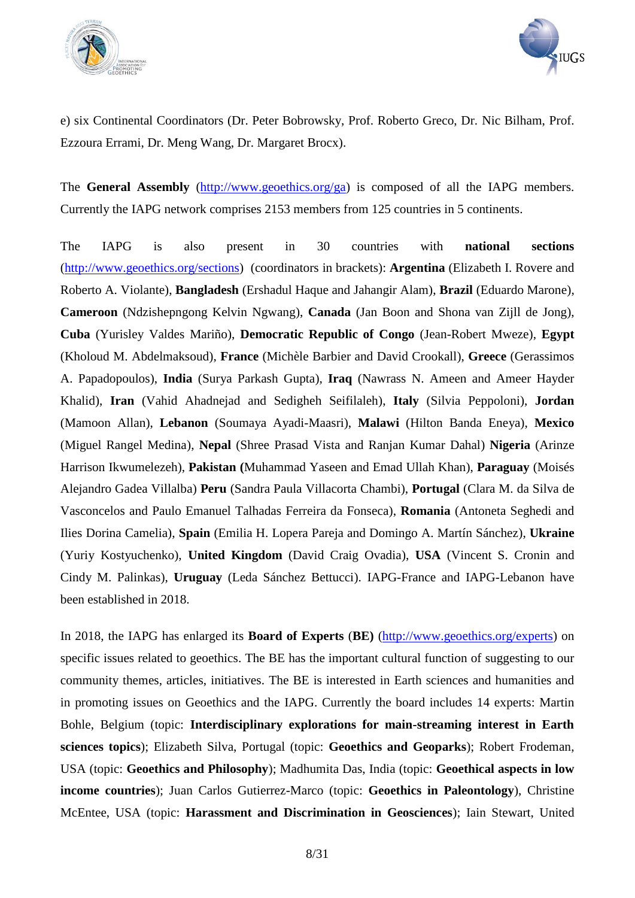e) six Continental Coordinators (Dr. Peter Bobrowsky, Prof. Roberto Greco, Dr. Nic Bilham, Prof. Ezzoura Errami, Dr. Meng Wang, Dr. Margaret Brocx).

The **General Assembly** (http://www.geoethics.org/ga) is composed of all the IAPG members. Currently the IAPG network comprises 2153 members from 125 countries in 5 continents.

The IAPG is also present in 30 countries with **national sections** (http://www.geoethics.org/sections) (coordinators in brackets): **Argentina** (Elizabeth I. Rovere and Roberto A. Violante), **Bangladesh** (Ershadul Haque and Jahangir Alam), **Brazil** (Eduardo Marone), **Cameroon** (Ndzishepngong Kelvin Ngwang), **Canada** (Jan Boon and Shona van Zijll de Jong), **Cuba** (Yurisley Valdes Mariño), **Democratic Republic of Congo** (Jean-Robert Mweze), **Egypt** (Kholoud M. Abdelmaksoud), **France** (Michèle Barbier and David Crookall), **Greece** (Gerassimos A. Papadopoulos), **India** (Surya Parkash Gupta), **Iraq** (Nawrass N. Ameen and Ameer Hayder Khalid), **Iran** (Vahid Ahadnejad and Sedigheh Seifilaleh), **Italy** (Silvia Peppoloni), **Jordan** (Mamoon Allan), **Lebanon** (Soumaya Ayadi-Maasri), **Malawi** (Hilton Banda Eneya), **Mexico** (Miguel Rangel Medina), **Nepal** (Shree Prasad Vista and Ranjan Kumar Dahal) **Nigeria** (Arinze Harrison Ikwumelezeh), **Pakistan (**Muhammad Yaseen and Emad Ullah Khan), **Paraguay** (Moisés Alejandro Gadea Villalba) **Peru** (Sandra Paula Villacorta Chambi), **Portugal** (Clara M. da Silva de Vasconcelos and Paulo Emanuel Talhadas Ferreira da Fonseca), **Romania** (Antoneta Seghedi and Ilies Dorina Camelia), **Spain** (Emilia H. Lopera Pareja and Domingo A. Martín Sánchez), **Ukraine** (Yuriy Kostyuchenko), **United Kingdom** (David Craig Ovadia), **USA** (Vincent S. Cronin and Cindy M. Palinkas), **Uruguay** (Leda Sánchez Bettucci). IAPG-France and IAPG-Lebanon have been established in 2018.

In 2018, the IAPG has enlarged its **Board of Experts** (**BE)** (http://www.geoethics.org/experts) on specific issues related to geoethics. The BE has the important cultural function of suggesting to our community themes, articles, initiatives. The BE is interested in Earth sciences and humanities and in promoting issues on Geoethics and the IAPG. Currently the board includes 14 experts: Martin Bohle, Belgium (topic: **Interdisciplinary explorations for main-streaming interest in Earth sciences topics**); Elizabeth Silva, Portugal (topic: **Geoethics and Geoparks**); Robert Frodeman, USA (topic: **Geoethics and Philosophy**); Madhumita Das, India (topic: **Geoethical aspects in low income countries**); Juan Carlos Gutierrez-Marco (topic: **Geoethics in Paleontology**), Christine McEntee, USA (topic: **Harassment and Discrimination in Geosciences**); Iain Stewart, United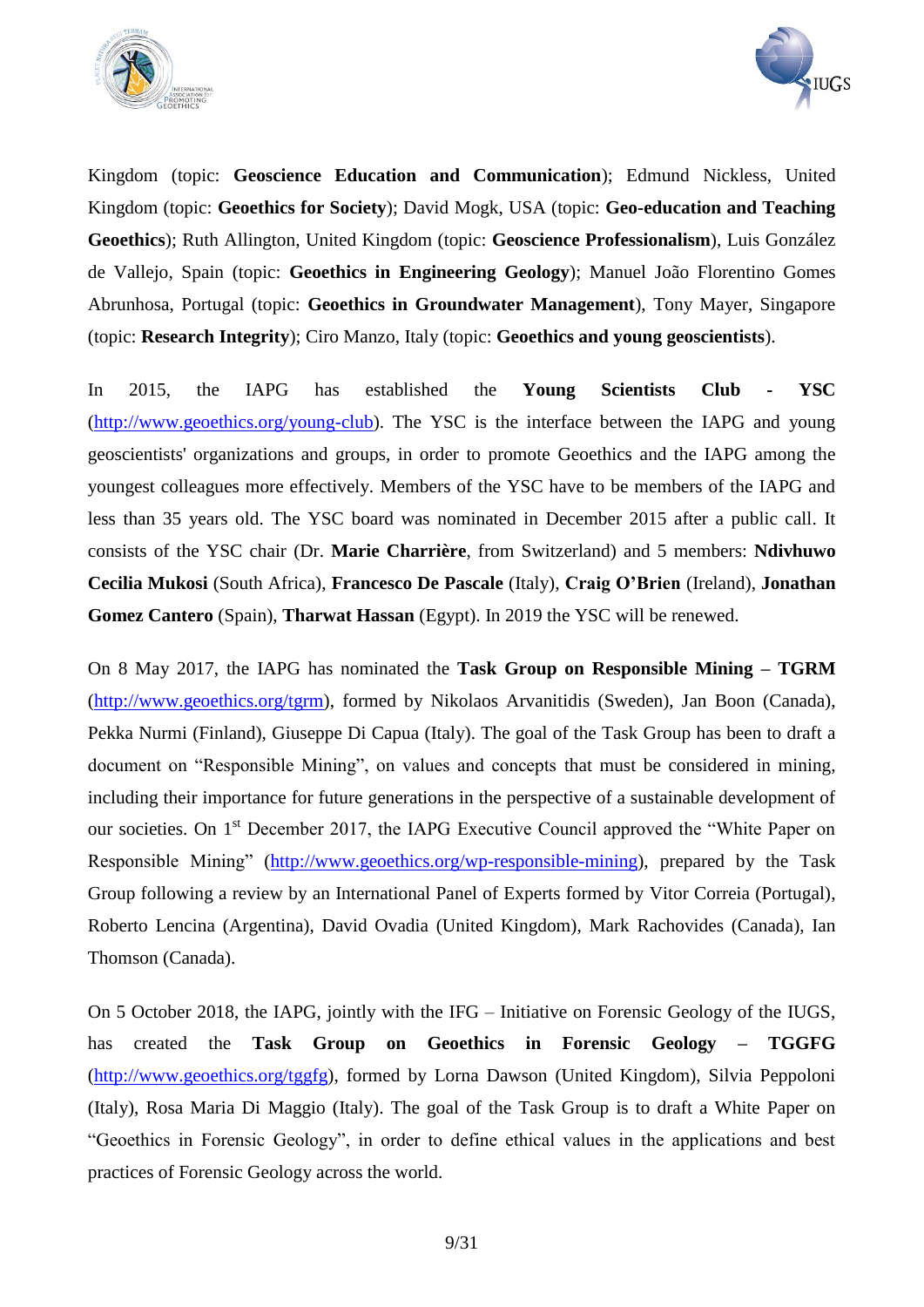Kingdom (topic: **Geoscience Education and Communication**); Edmund Nickless, United Kingdom (topic: **Geoethics for Society**); David Mogk, USA (topic: **Geo-education and Teaching Geoethics**); Ruth Allington, United Kingdom (topic: **Geoscience Professionalism**), Luis González de Vallejo, Spain (topic: **Geoethics in Engineering Geology**); Manuel João Florentino Gomes Abrunhosa, Portugal (topic: **Geoethics in Groundwater Management**), Tony Mayer, Singapore (topic: **Research Integrity**); Ciro Manzo, Italy (topic: **Geoethics and young geoscientists**).

In 2015, the IAPG has established the **Young Scientists Club - YSC** (http://www.geoethics.org/young-club). The YSC is the interface between the IAPG and young geoscientists' organizations and groups, in order to promote Geoethics and the IAPG among the youngest colleagues more effectively. Members of the YSC have to be members of the IAPG and less than 35 years old. The YSC board was nominated in December 2015 after a public call. It consists of the YSC chair (Dr. **Marie Charrière**, from Switzerland) and 5 members: **Ndivhuwo Cecilia Mukosi** (South Africa), **Francesco De Pascale** (Italy), **Craig O'Brien** (Ireland), **Jonathan Gomez Cantero** (Spain), **Tharwat Hassan** (Egypt). In 2019 the YSC will be renewed.

On 8 May 2017, the IAPG has nominated the **Task Group on Responsible Mining – TGRM** (http://www.geoethics.org/tgrm), formed by Nikolaos Arvanitidis (Sweden), Jan Boon (Canada), Pekka Nurmi (Finland), Giuseppe Di Capua (Italy). The goal of the Task Group has been to draft a document on "Responsible Mining", on values and concepts that must be considered in mining, including their importance for future generations in the perspective of a sustainable development of our societies. On 1st December 2017, the IAPG Executive Council approved the "White Paper on Responsible Mining" (http://www.geoethics.org/wp-responsible-mining), prepared by the Task Group following a review by an International Panel of Experts formed by Vitor Correia (Portugal), Roberto Lencina (Argentina), David Ovadia (United Kingdom), Mark Rachovides (Canada), Ian Thomson (Canada).

On 5 October 2018, the IAPG, jointly with the IFG – Initiative on Forensic Geology of the IUGS, has created the **Task Group on Geoethics in Forensic Geology – TGGFG** (http://www.geoethics.org/tggfg), formed by Lorna Dawson (United Kingdom), Silvia Peppoloni (Italy), Rosa Maria Di Maggio (Italy). The goal of the Task Group is to draft a White Paper on "Geoethics in Forensic Geology", in order to define ethical values in the applications and best practices of Forensic Geology across the world.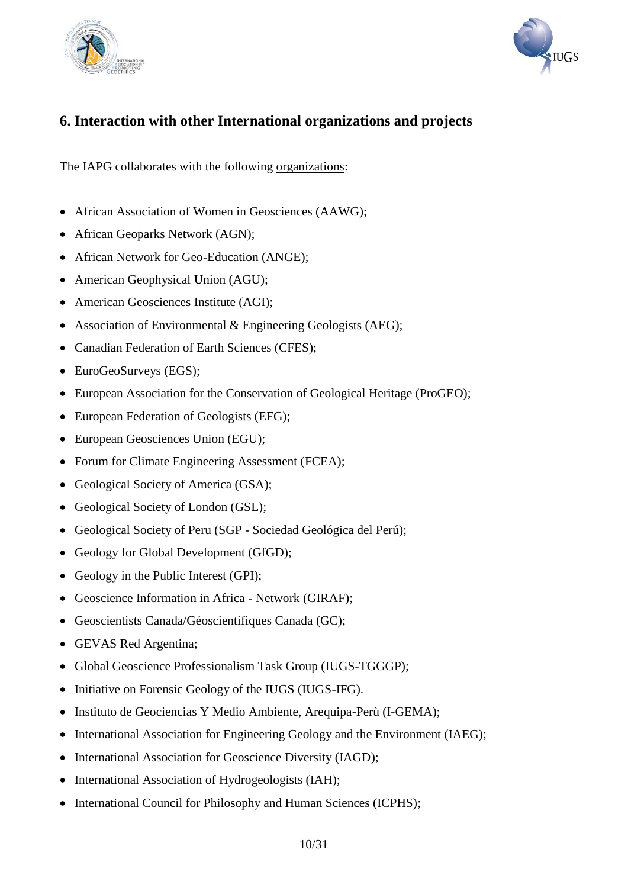## 6. Interaction with other International organizations and projects

The IAPG collaborates with the following organizations:

- African Association of Women in Geosciences (AAWG);
- African Geoparks Network (AGN);
- African Network for Geo-Education (ANGE);
- American Geophysical Union (AGU);
- American Geosciences Institute (AGI);
- Association of Environmental & Engineering Geologists (AEG);
- Canadian Federation of Earth Sciences (CFES);
- EuroGeoSurveys (EGS);
- European Association for the Conservation of Geological Heritage (ProGEO);
- European Federation of Geologists (EFG);
- European Geosciences Union (EGU);
- Forum for Climate Engineering Assessment (FCEA);
- Geological Society of America (GSA);
- Geological Society of London (GSL);
- Geological Society of Peru (SGP - Sociedad Geológica del Perú);
- Geology for Global Development (GfGD);
- Geology in the Public Interest (GPI);
- Geoscience Information in Africa - Network (GIRAF);
- Geoscientists Canada/Géoscientifiques Canada (GC);
- GEVAS Red Argentina;
- Global Geoscience Professionalism Task Group (IUGS-TGGGP);
- Initiative on Forensic Geology of the IUGS (IUGS-IFG).
- Instituto de Geociencias Y Medio Ambiente, Arequipa-Perù (I-GEMA);
- International Association for Engineering Geology and the Environment (IAEG);
- International Association for Geoscience Diversity (IAGD);
- International Association of Hydrogeologists (IAH);
- International Council for Philosophy and Human Sciences (ICPHS);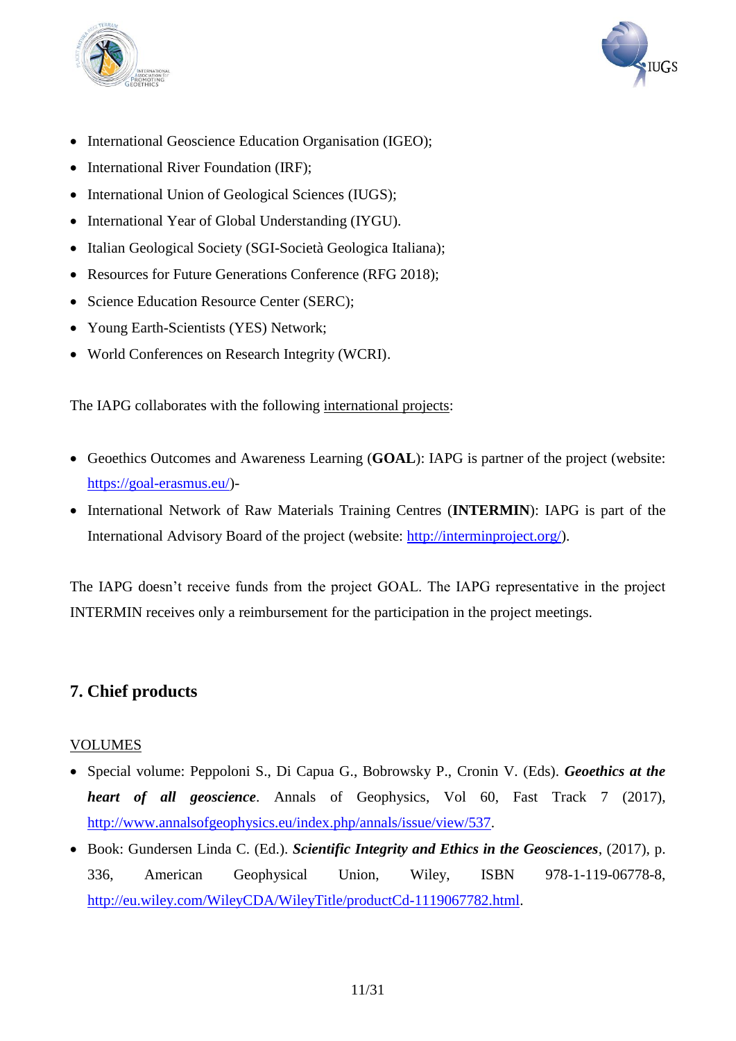- International Geoscience Education Organisation (IGEO);
- International River Foundation (IRF);
- International Union of Geological Sciences (IUGS);
- International Year of Global Understanding (IYGU).
- Italian Geological Society (SGI-Società Geologica Italiana);
- Resources for Future Generations Conference (RFG 2018);
- Science Education Resource Center (SERC);
- Young Earth-Scientists (YES) Network;
- World Conferences on Research Integrity (WCRI).

The IAPG collaborates with the following international projects:

- Geoethics Outcomes and Awareness Learning (**GOAL**): IAPG is partner of the project (website: https://goal-erasmus.eu/)-
- International Network of Raw Materials Training Centres (**INTERMIN**): IAPG is part of the International Advisory Board of the project (website: http://interminproject.org/).

The IAPG doesn't receive funds from the project GOAL. The IAPG representative in the project INTERMIN receives only a reimbursement for the participation in the project meetings.

## 7. Chief products

VOLUMES

- Special volume: Peppoloni S., Di Capua G., Bobrowsky P., Cronin V. (Eds). ***Geoethics at the heart of all geoscience***. Annals of Geophysics, Vol 60, Fast Track 7 (2017), http://www.annalsofgeophysics.eu/index.php/annals/issue/view/537.
- Book: Gundersen Linda C. (Ed.). ***Scientific Integrity and Ethics in the Geosciences***, (2017), p. 336, American Geophysical Union, Wiley, ISBN 978-1-119-06778-8, http://eu.wiley.com/WileyCDA/WileyTitle/productCd-1119067782.html.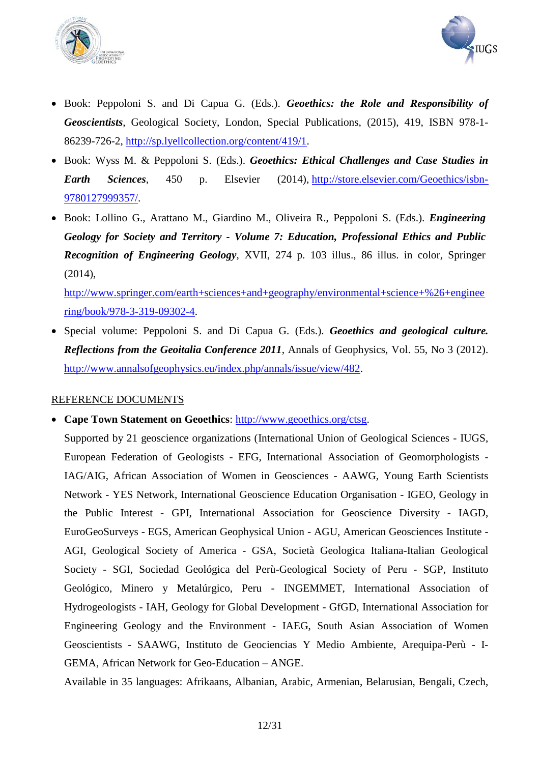- Book: Peppoloni S. and Di Capua G. (Eds.). ***Geoethics: the Role and Responsibility of Geoscientists***, Geological Society, London, Special Publications, (2015), 419, ISBN 978-1-86239-726-2, http://sp.lyellcollection.org/content/419/1.
- Book: Wyss M. & Peppoloni S. (Eds.). ***Geoethics: Ethical Challenges and Case Studies in Earth Sciences***, 450 p. Elsevier (2014), http://store.elsevier.com/Geoethics/isbn-9780127999357/.
- Book: Lollino G., Arattano M., Giardino M., Oliveira R., Peppoloni S. (Eds.). ***Engineering Geology for Society and Territory - Volume 7: Education, Professional Ethics and Public Recognition of Engineering Geology***, XVII, 274 p. 103 illus., 86 illus. in color, Springer (2014), http://www.springer.com/earth+sciences+and+geography/environmental+science+%26+engineering/book/978-3-319-09302-4.
- Special volume: Peppoloni S. and Di Capua G. (Eds.). ***Geoethics and geological culture. Reflections from the Geoitalia Conference 2011***, Annals of Geophysics, Vol. 55, No 3 (2012). http://www.annalsofgeophysics.eu/index.php/annals/issue/view/482.

REFERENCE DOCUMENTS

- **Cape Town Statement on Geoethics**: http://www.geoethics.org/ctsg.

  Supported by 21 geoscience organizations (International Union of Geological Sciences - IUGS, European Federation of Geologists - EFG, International Association of Geomorphologists - IAG/AIG, African Association of Women in Geosciences - AAWG, Young Earth Scientists Network - YES Network, International Geoscience Education Organisation - IGEO, Geology in the Public Interest - GPI, International Association for Geoscience Diversity - IAGD, EuroGeoSurveys - EGS, American Geophysical Union - AGU, American Geosciences Institute - AGI, Geological Society of America - GSA, Società Geologica Italiana-Italian Geological Society - SGI, Sociedad Geológica del Perù-Geological Society of Peru - SGP, Instituto Geológico, Minero y Metalúrgico, Peru - INGEMMET, International Association of Hydrogeologists - IAH, Geology for Global Development - GfGD, International Association for Engineering Geology and the Environment - IAEG, South Asian Association of Women Geoscientists - SAAWG, Instituto de Geociencias Y Medio Ambiente, Arequipa-Perù - I-GEMA, African Network for Geo-Education – ANGE.

  Available in 35 languages: Afrikaans, Albanian, Arabic, Armenian, Belarusian, Bengali, Czech,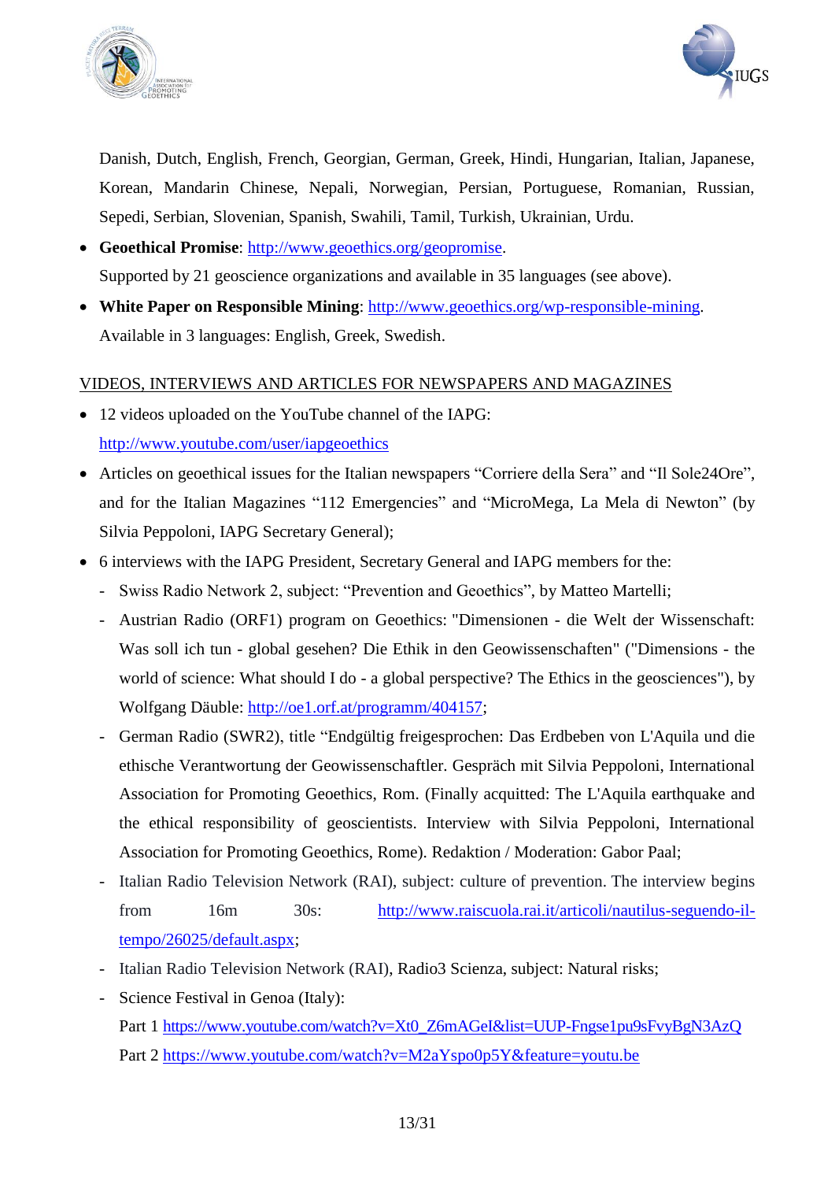Danish, Dutch, English, French, Georgian, German, Greek, Hindi, Hungarian, Italian, Japanese, Korean, Mandarin Chinese, Nepali, Norwegian, Persian, Portuguese, Romanian, Russian, Sepedi, Serbian, Slovenian, Spanish, Swahili, Tamil, Turkish, Ukrainian, Urdu.

- **Geoethical Promise**: http://www.geoethics.org/geopromise.
  Supported by 21 geoscience organizations and available in 35 languages (see above).
- **White Paper on Responsible Mining**: http://www.geoethics.org/wp-responsible-mining.
  Available in 3 languages: English, Greek, Swedish.

VIDEOS, INTERVIEWS AND ARTICLES FOR NEWSPAPERS AND MAGAZINES

- 12 videos uploaded on the YouTube channel of the IAPG:
  http://www.youtube.com/user/iapgeoethics
- Articles on geoethical issues for the Italian newspapers "Corriere della Sera" and "Il Sole24Ore", and for the Italian Magazines "112 Emergencies" and "MicroMega, La Mela di Newton" (by Silvia Peppoloni, IAPG Secretary General);
- 6 interviews with the IAPG President, Secretary General and IAPG members for the:
  - Swiss Radio Network 2, subject: "Prevention and Geoethics", by Matteo Martelli;
  - Austrian Radio (ORF1) program on Geoethics: "Dimensionen - die Welt der Wissenschaft: Was soll ich tun - global gesehen? Die Ethik in den Geowissenschaften" ("Dimensions - the world of science: What should I do - a global perspective? The Ethics in the geosciences"), by Wolfgang Däuble: http://oe1.orf.at/programm/404157;
  - German Radio (SWR2), title "Endgültig freigesprochen: Das Erdbeben von L'Aquila und die ethische Verantwortung der Geowissenschaftler. Gespräch mit Silvia Peppoloni, International Association for Promoting Geoethics, Rom. (Finally acquitted: The L'Aquila earthquake and the ethical responsibility of geoscientists. Interview with Silvia Peppoloni, International Association for Promoting Geoethics, Rome). Redaktion / Moderation: Gabor Paal;
  - Italian Radio Television Network (RAI), subject: culture of prevention. The interview begins from 16m 30s: http://www.raiscuola.rai.it/articoli/nautilus-seguendo-il-tempo/26025/default.aspx;
  - Italian Radio Television Network (RAI), Radio3 Scienza, subject: Natural risks;
  - Science Festival in Genoa (Italy):
    Part 1 https://www.youtube.com/watch?v=Xt0_Z6mAGeI&list=UUP-Fngse1pu9sFvyBgN3AzQ
    Part 2 https://www.youtube.com/watch?v=M2aYspo0p5Y&feature=youtu.be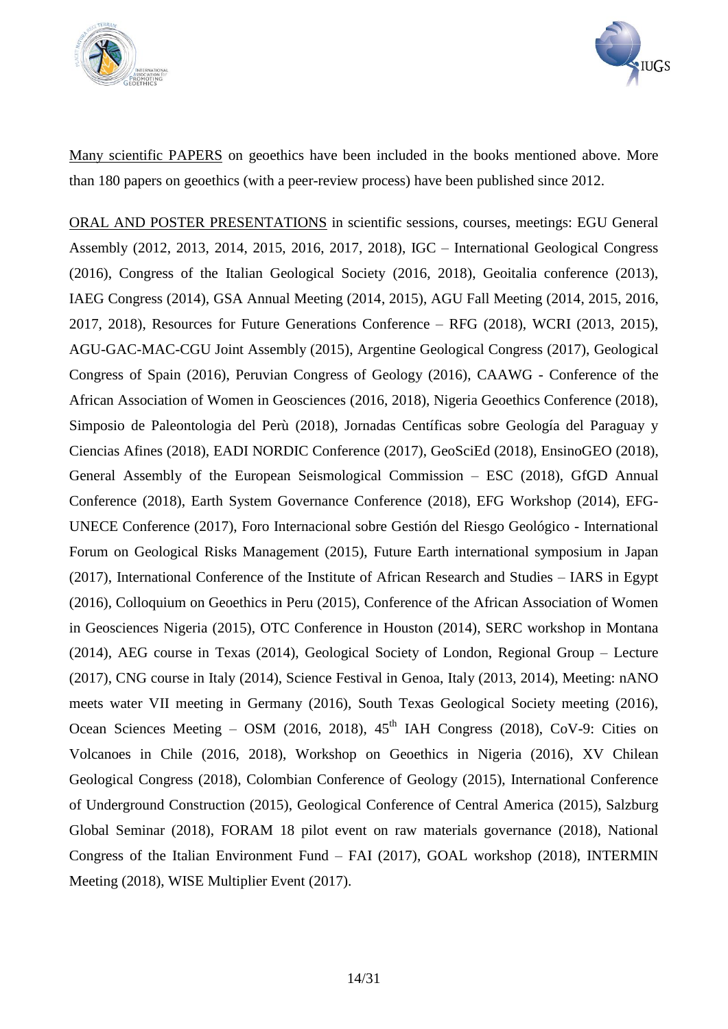Many scientific PAPERS on geoethics have been included in the books mentioned above. More than 180 papers on geoethics (with a peer-review process) have been published since 2012.

ORAL AND POSTER PRESENTATIONS in scientific sessions, courses, meetings: EGU General Assembly (2012, 2013, 2014, 2015, 2016, 2017, 2018), IGC – International Geological Congress (2016), Congress of the Italian Geological Society (2016, 2018), Geoitalia conference (2013), IAEG Congress (2014), GSA Annual Meeting (2014, 2015), AGU Fall Meeting (2014, 2015, 2016, 2017, 2018), Resources for Future Generations Conference – RFG (2018), WCRI (2013, 2015), AGU-GAC-MAC-CGU Joint Assembly (2015), Argentine Geological Congress (2017), Geological Congress of Spain (2016), Peruvian Congress of Geology (2016), CAAWG - Conference of the African Association of Women in Geosciences (2016, 2018), Nigeria Geoethics Conference (2018), Simposio de Paleontologia del Perù (2018), Jornadas Centíficas sobre Geología del Paraguay y Ciencias Afines (2018), EADI NORDIC Conference (2017), GeoSciEd (2018), EnsinoGEO (2018), General Assembly of the European Seismological Commission – ESC (2018), GfGD Annual Conference (2018), Earth System Governance Conference (2018), EFG Workshop (2014), EFG-UNECE Conference (2017), Foro Internacional sobre Gestión del Riesgo Geológico - International Forum on Geological Risks Management (2015), Future Earth international symposium in Japan (2017), International Conference of the Institute of African Research and Studies – IARS in Egypt (2016), Colloquium on Geoethics in Peru (2015), Conference of the African Association of Women in Geosciences Nigeria (2015), OTC Conference in Houston (2014), SERC workshop in Montana (2014), AEG course in Texas (2014), Geological Society of London, Regional Group – Lecture (2017), CNG course in Italy (2014), Science Festival in Genoa, Italy (2013, 2014), Meeting: nANO meets water VII meeting in Germany (2016), South Texas Geological Society meeting (2016), Ocean Sciences Meeting – OSM (2016, 2018), 45th IAH Congress (2018), CoV-9: Cities on Volcanoes in Chile (2016, 2018), Workshop on Geoethics in Nigeria (2016), XV Chilean Geological Congress (2018), Colombian Conference of Geology (2015), International Conference of Underground Construction (2015), Geological Conference of Central America (2015), Salzburg Global Seminar (2018), FORAM 18 pilot event on raw materials governance (2018), National Congress of the Italian Environment Fund – FAI (2017), GOAL workshop (2018), INTERMIN Meeting (2018), WISE Multiplier Event (2017).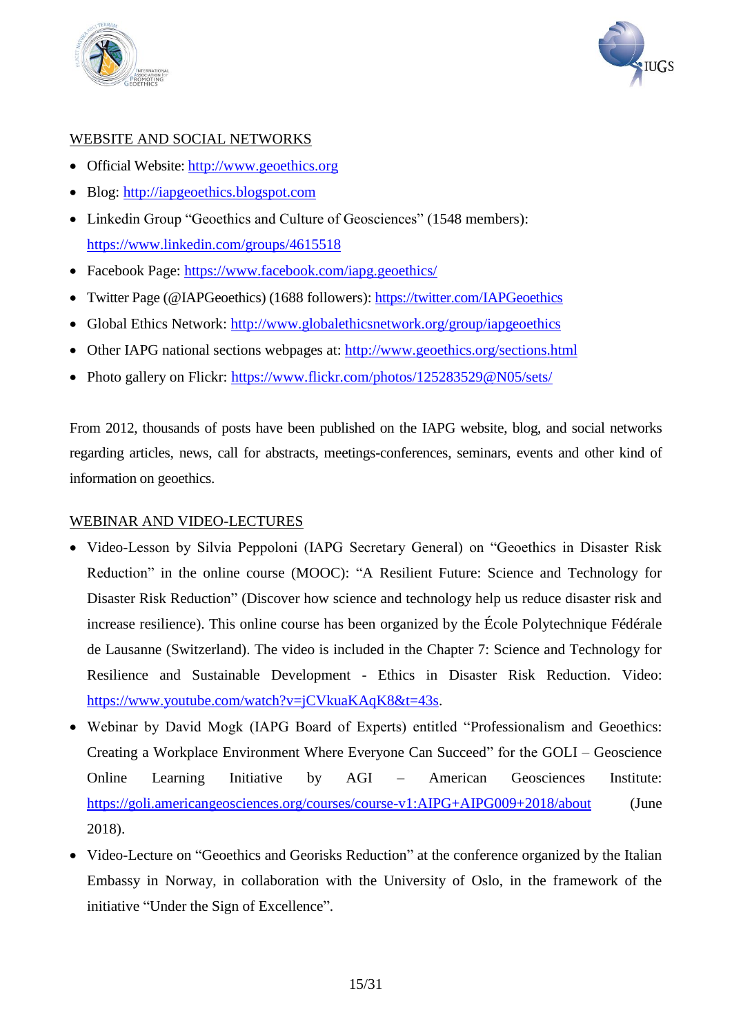## WEBSITE AND SOCIAL NETWORKS

- Official Website: http://www.geoethics.org
- Blog: http://iapgeoethics.blogspot.com
- Linkedin Group "Geoethics and Culture of Geosciences" (1548 members): https://www.linkedin.com/groups/4615518
- Facebook Page: https://www.facebook.com/iapg.geoethics/
- Twitter Page (@IAPGeoethics) (1688 followers): https://twitter.com/IAPGeoethics
- Global Ethics Network: http://www.globalethicsnetwork.org/group/iapgeoethics
- Other IAPG national sections webpages at: http://www.geoethics.org/sections.html
- Photo gallery on Flickr: https://www.flickr.com/photos/125283529@N05/sets/

From 2012, thousands of posts have been published on the IAPG website, blog, and social networks regarding articles, news, call for abstracts, meetings-conferences, seminars, events and other kind of information on geoethics.

## WEBINAR AND VIDEO-LECTURES

- Video-Lesson by Silvia Peppoloni (IAPG Secretary General) on "Geoethics in Disaster Risk Reduction" in the online course (MOOC): "A Resilient Future: Science and Technology for Disaster Risk Reduction" (Discover how science and technology help us reduce disaster risk and increase resilience). This online course has been organized by the École Polytechnique Fédérale de Lausanne (Switzerland). The video is included in the Chapter 7: Science and Technology for Resilience and Sustainable Development - Ethics in Disaster Risk Reduction. Video: https://www.youtube.com/watch?v=jCVkuaKAqK8&t=43s.
- Webinar by David Mogk (IAPG Board of Experts) entitled "Professionalism and Geoethics: Creating a Workplace Environment Where Everyone Can Succeed" for the GOLI – Geoscience Online Learning Initiative by AGI – American Geosciences Institute: https://goli.americangeosciences.org/courses/course-v1:AIPG+AIPG009+2018/about (June 2018).
- Video-Lecture on "Geoethics and Georisks Reduction" at the conference organized by the Italian Embassy in Norway, in collaboration with the University of Oslo, in the framework of the initiative "Under the Sign of Excellence".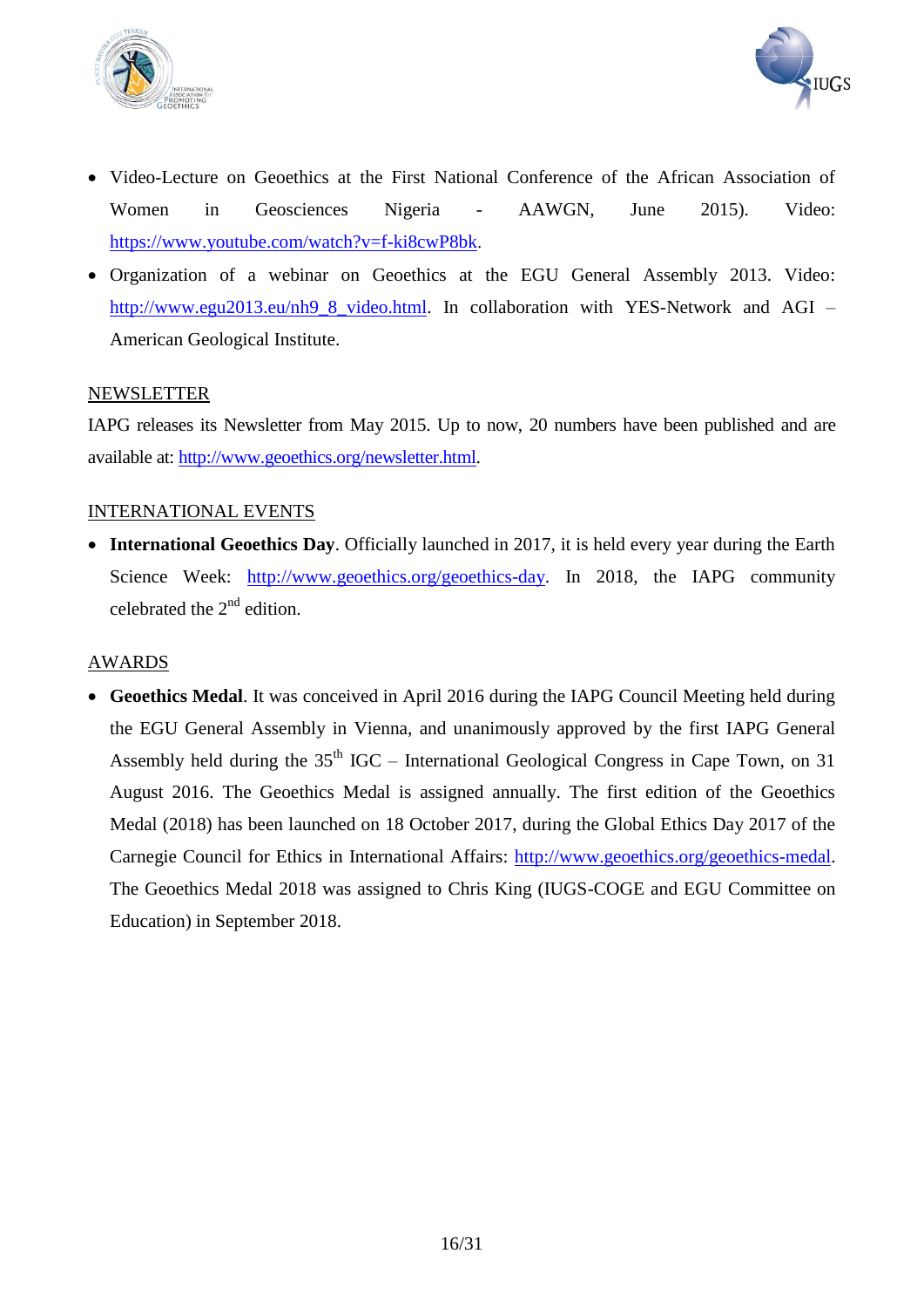- Video-Lecture on Geoethics at the First National Conference of the African Association of Women in Geosciences Nigeria - AAWGN, June 2015). Video: https://www.youtube.com/watch?v=f-ki8cwP8bk.
- Organization of a webinar on Geoethics at the EGU General Assembly 2013. Video: http://www.egu2013.eu/nh9_8_video.html. In collaboration with YES-Network and AGI – American Geological Institute.

NEWSLETTER

IAPG releases its Newsletter from May 2015. Up to now, 20 numbers have been published and are available at: http://www.geoethics.org/newsletter.html.

INTERNATIONAL EVENTS

- **International Geoethics Day**. Officially launched in 2017, it is held every year during the Earth Science Week: http://www.geoethics.org/geoethics-day. In 2018, the IAPG community celebrated the 2nd edition.

AWARDS

- **Geoethics Medal**. It was conceived in April 2016 during the IAPG Council Meeting held during the EGU General Assembly in Vienna, and unanimously approved by the first IAPG General Assembly held during the 35th IGC – International Geological Congress in Cape Town, on 31 August 2016. The Geoethics Medal is assigned annually. The first edition of the Geoethics Medal (2018) has been launched on 18 October 2017, during the Global Ethics Day 2017 of the Carnegie Council for Ethics in International Affairs: http://www.geoethics.org/geoethics-medal. The Geoethics Medal 2018 was assigned to Chris King (IUGS-COGE and EGU Committee on Education) in September 2018.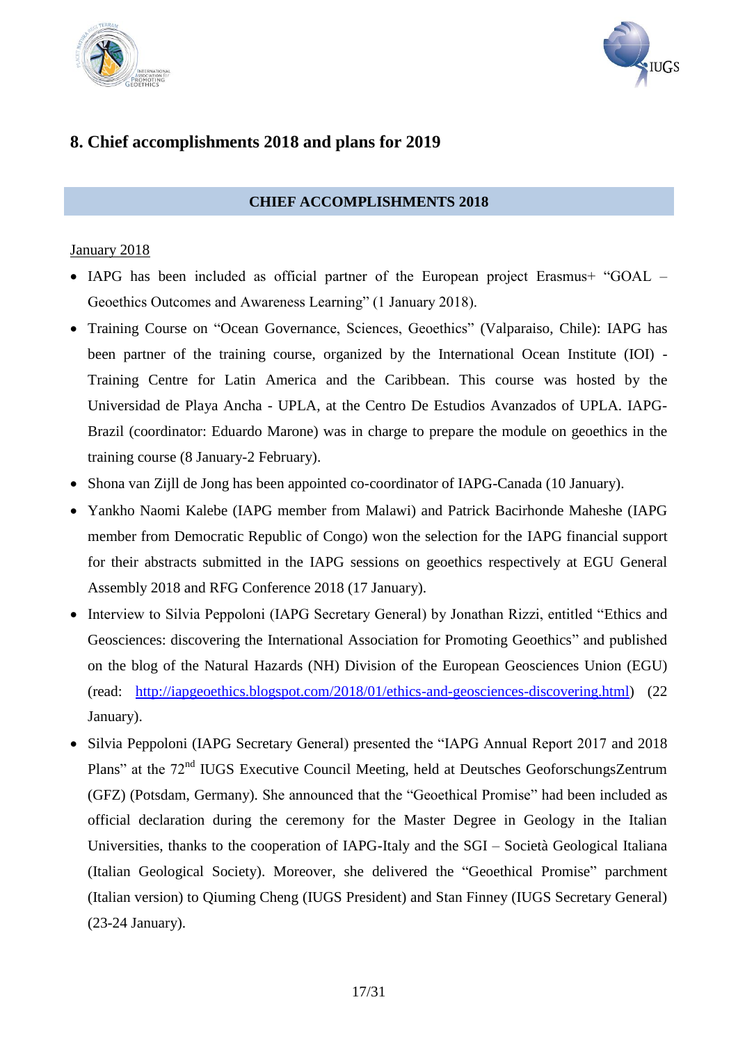## 8. Chief accomplishments 2018 and plans for 2019

### CHIEF ACCOMPLISHMENTS 2018

January 2018

- IAPG has been included as official partner of the European project Erasmus+ “GOAL – Geoethics Outcomes and Awareness Learning” (1 January 2018).
- Training Course on “Ocean Governance, Sciences, Geoethics” (Valparaiso, Chile): IAPG has been partner of the training course, organized by the International Ocean Institute (IOI) - Training Centre for Latin America and the Caribbean. This course was hosted by the Universidad de Playa Ancha - UPLA, at the Centro De Estudios Avanzados of UPLA. IAPG-Brazil (coordinator: Eduardo Marone) was in charge to prepare the module on geoethics in the training course (8 January-2 February).
- Shona van Zijll de Jong has been appointed co-coordinator of IAPG-Canada (10 January).
- Yankho Naomi Kalebe (IAPG member from Malawi) and Patrick Bacirhonde Maheshe (IAPG member from Democratic Republic of Congo) won the selection for the IAPG financial support for their abstracts submitted in the IAPG sessions on geoethics respectively at EGU General Assembly 2018 and RFG Conference 2018 (17 January).
- Interview to Silvia Peppoloni (IAPG Secretary General) by Jonathan Rizzi, entitled “Ethics and Geosciences: discovering the International Association for Promoting Geoethics” and published on the blog of the Natural Hazards (NH) Division of the European Geosciences Union (EGU) (read: http://iapgeoethics.blogspot.com/2018/01/ethics-and-geosciences-discovering.html) (22 January).
- Silvia Peppoloni (IAPG Secretary General) presented the “IAPG Annual Report 2017 and 2018 Plans” at the 72nd IUGS Executive Council Meeting, held at Deutsches GeoforschungsZentrum (GFZ) (Potsdam, Germany). She announced that the “Geoethical Promise” had been included as official declaration during the ceremony for the Master Degree in Geology in the Italian Universities, thanks to the cooperation of IAPG-Italy and the SGI – Società Geological Italiana (Italian Geological Society). Moreover, she delivered the “Geoethical Promise” parchment (Italian version) to Qiuming Cheng (IUGS President) and Stan Finney (IUGS Secretary General) (23-24 January).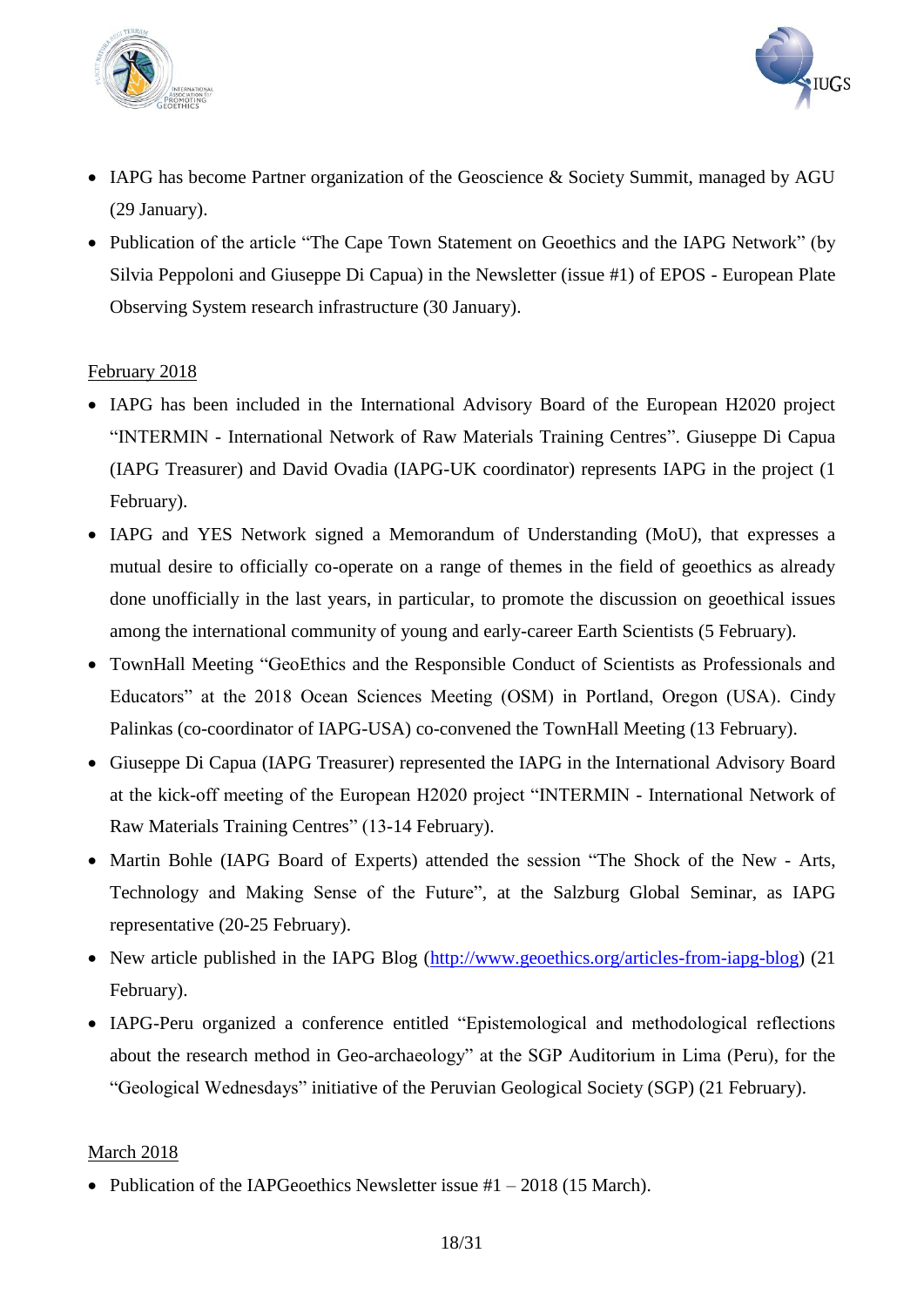- IAPG has become Partner organization of the Geoscience & Society Summit, managed by AGU (29 January).
- Publication of the article "The Cape Town Statement on Geoethics and the IAPG Network" (by Silvia Peppoloni and Giuseppe Di Capua) in the Newsletter (issue #1) of EPOS - European Plate Observing System research infrastructure (30 January).

February 2018

- IAPG has been included in the International Advisory Board of the European H2020 project "INTERMIN - International Network of Raw Materials Training Centres". Giuseppe Di Capua (IAPG Treasurer) and David Ovadia (IAPG-UK coordinator) represents IAPG in the project (1 February).
- IAPG and YES Network signed a Memorandum of Understanding (MoU), that expresses a mutual desire to officially co-operate on a range of themes in the field of geoethics as already done unofficially in the last years, in particular, to promote the discussion on geoethical issues among the international community of young and early-career Earth Scientists (5 February).
- TownHall Meeting "GeoEthics and the Responsible Conduct of Scientists as Professionals and Educators" at the 2018 Ocean Sciences Meeting (OSM) in Portland, Oregon (USA). Cindy Palinkas (co-coordinator of IAPG-USA) co-convened the TownHall Meeting (13 February).
- Giuseppe Di Capua (IAPG Treasurer) represented the IAPG in the International Advisory Board at the kick-off meeting of the European H2020 project "INTERMIN - International Network of Raw Materials Training Centres" (13-14 February).
- Martin Bohle (IAPG Board of Experts) attended the session "The Shock of the New - Arts, Technology and Making Sense of the Future", at the Salzburg Global Seminar, as IAPG representative (20-25 February).
- New article published in the IAPG Blog (http://www.geoethics.org/articles-from-iapg-blog) (21 February).
- IAPG-Peru organized a conference entitled "Epistemological and methodological reflections about the research method in Geo-archaeology" at the SGP Auditorium in Lima (Peru), for the "Geological Wednesdays" initiative of the Peruvian Geological Society (SGP) (21 February).

March 2018

- Publication of the IAPGeoethics Newsletter issue #1 – 2018 (15 March).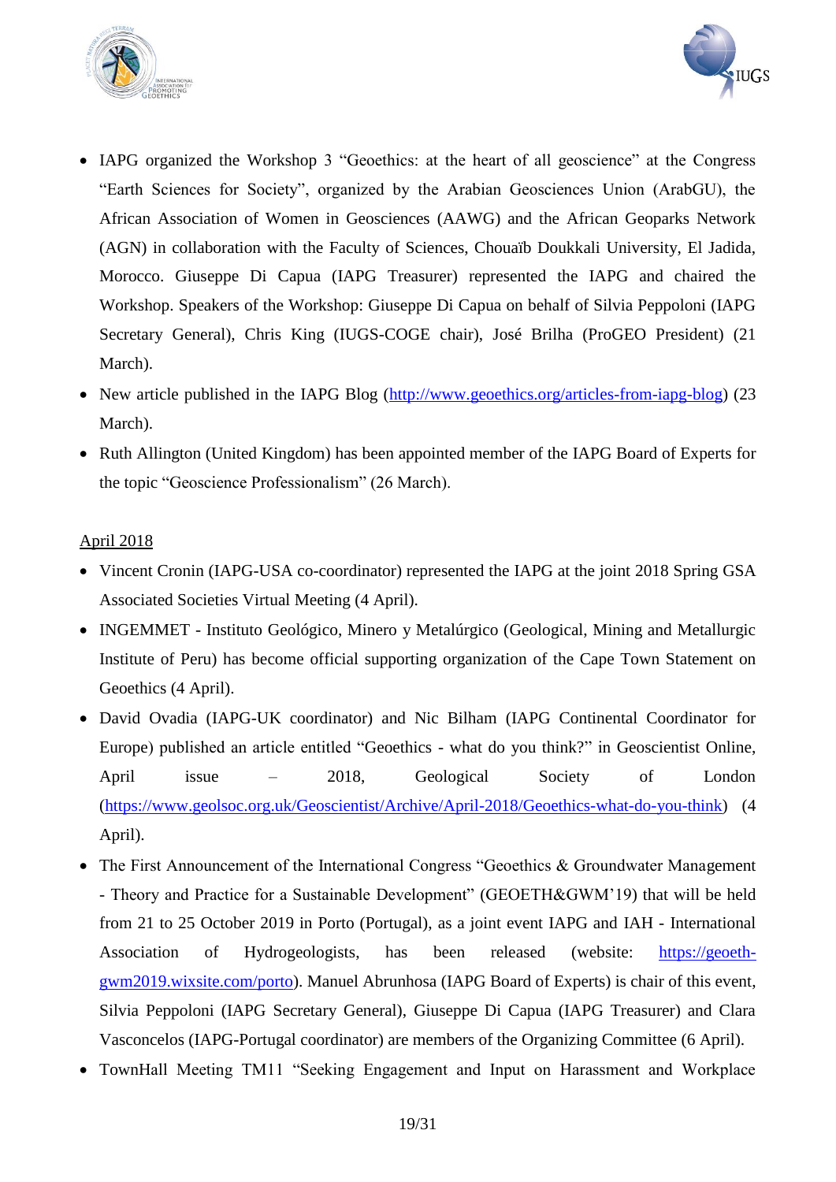- IAPG organized the Workshop 3 "Geoethics: at the heart of all geoscience" at the Congress "Earth Sciences for Society", organized by the Arabian Geosciences Union (ArabGU), the African Association of Women in Geosciences (AAWG) and the African Geoparks Network (AGN) in collaboration with the Faculty of Sciences, Chouaïb Doukkali University, El Jadida, Morocco. Giuseppe Di Capua (IAPG Treasurer) represented the IAPG and chaired the Workshop. Speakers of the Workshop: Giuseppe Di Capua on behalf of Silvia Peppoloni (IAPG Secretary General), Chris King (IUGS-COGE chair), José Brilha (ProGEO President) (21 March).
- New article published in the IAPG Blog (http://www.geoethics.org/articles-from-iapg-blog) (23 March).
- Ruth Allington (United Kingdom) has been appointed member of the IAPG Board of Experts for the topic "Geoscience Professionalism" (26 March).

April 2018

- Vincent Cronin (IAPG-USA co-coordinator) represented the IAPG at the joint 2018 Spring GSA Associated Societies Virtual Meeting (4 April).
- INGEMMET - Instituto Geológico, Minero y Metalúrgico (Geological, Mining and Metallurgic Institute of Peru) has become official supporting organization of the Cape Town Statement on Geoethics (4 April).
- David Ovadia (IAPG-UK coordinator) and Nic Bilham (IAPG Continental Coordinator for Europe) published an article entitled "Geoethics - what do you think?" in Geoscientist Online, April issue – 2018, Geological Society of London (https://www.geolsoc.org.uk/Geoscientist/Archive/April-2018/Geoethics-what-do-you-think) (4 April).
- The First Announcement of the International Congress "Geoethics & Groundwater Management - Theory and Practice for a Sustainable Development" (GEOETH&GWM'19) that will be held from 21 to 25 October 2019 in Porto (Portugal), as a joint event IAPG and IAH - International Association of Hydrogeologists, has been released (website: https://geoeth-gwm2019.wixsite.com/porto). Manuel Abrunhosa (IAPG Board of Experts) is chair of this event, Silvia Peppoloni (IAPG Secretary General), Giuseppe Di Capua (IAPG Treasurer) and Clara Vasconcelos (IAPG-Portugal coordinator) are members of the Organizing Committee (6 April).
- TownHall Meeting TM11 "Seeking Engagement and Input on Harassment and Workplace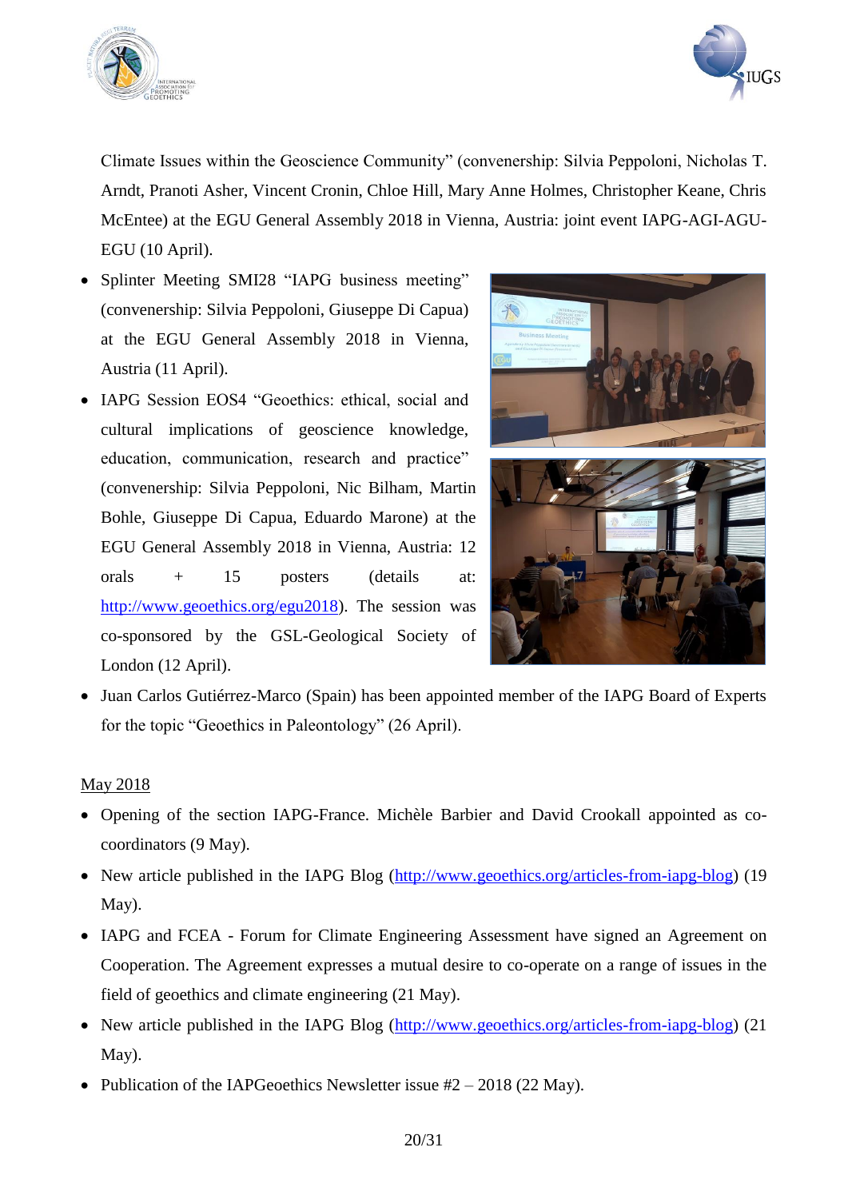Climate Issues within the Geoscience Community" (convenership: Silvia Peppoloni, Nicholas T. Arndt, Pranoti Asher, Vincent Cronin, Chloe Hill, Mary Anne Holmes, Christopher Keane, Chris McEntee) at the EGU General Assembly 2018 in Vienna, Austria: joint event IAPG-AGI-AGU-EGU (10 April).

- Splinter Meeting SMI28 "IAPG business meeting" (convenership: Silvia Peppoloni, Giuseppe Di Capua) at the EGU General Assembly 2018 in Vienna, Austria (11 April).
- IAPG Session EOS4 "Geoethics: ethical, social and cultural implications of geoscience knowledge, education, communication, research and practice" (convenership: Silvia Peppoloni, Nic Bilham, Martin Bohle, Giuseppe Di Capua, Eduardo Marone) at the EGU General Assembly 2018 in Vienna, Austria: 12 orals + 15 posters (details at: http://www.geoethics.org/egu2018). The session was co-sponsored by the GSL-Geological Society of London (12 April).
- Juan Carlos Gutiérrez-Marco (Spain) has been appointed member of the IAPG Board of Experts for the topic "Geoethics in Paleontology" (26 April).

May 2018

- Opening of the section IAPG-France. Michèle Barbier and David Crookall appointed as co-coordinators (9 May).
- New article published in the IAPG Blog (http://www.geoethics.org/articles-from-iapg-blog) (19 May).
- IAPG and FCEA - Forum for Climate Engineering Assessment have signed an Agreement on Cooperation. The Agreement expresses a mutual desire to co-operate on a range of issues in the field of geoethics and climate engineering (21 May).
- New article published in the IAPG Blog (http://www.geoethics.org/articles-from-iapg-blog) (21 May).
- Publication of the IAPGeoethics Newsletter issue #2 – 2018 (22 May).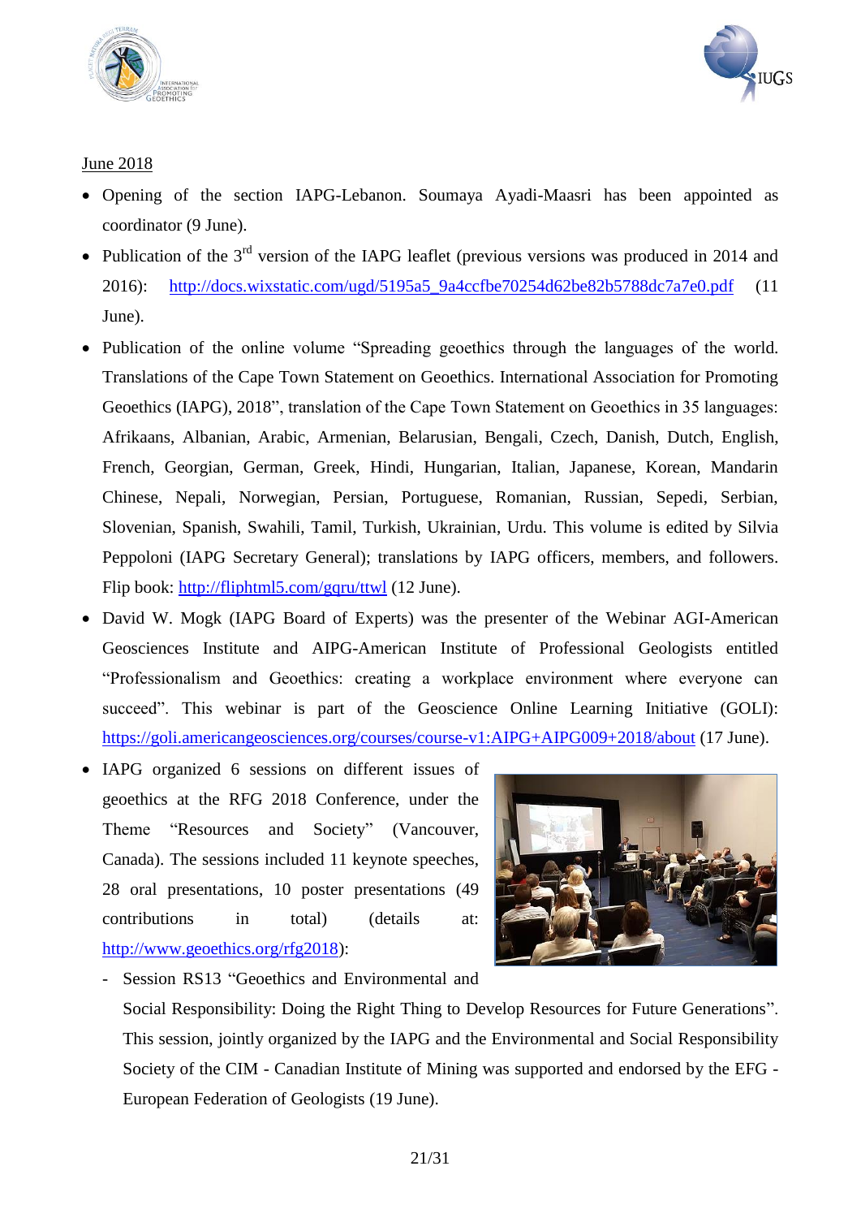June 2018

- Opening of the section IAPG-Lebanon. Soumaya Ayadi-Maasri has been appointed as coordinator (9 June).
- Publication of the 3rd version of the IAPG leaflet (previous versions was produced in 2014 and 2016): http://docs.wixstatic.com/ugd/5195a5_9a4ccfbe70254d62be82b5788dc7a7e0.pdf (11 June).
- Publication of the online volume "Spreading geoethics through the languages of the world. Translations of the Cape Town Statement on Geoethics. International Association for Promoting Geoethics (IAPG), 2018", translation of the Cape Town Statement on Geoethics in 35 languages: Afrikaans, Albanian, Arabic, Armenian, Belarusian, Bengali, Czech, Danish, Dutch, English, French, Georgian, German, Greek, Hindi, Hungarian, Italian, Japanese, Korean, Mandarin Chinese, Nepali, Norwegian, Persian, Portuguese, Romanian, Russian, Sepedi, Serbian, Slovenian, Spanish, Swahili, Tamil, Turkish, Ukrainian, Urdu. This volume is edited by Silvia Peppoloni (IAPG Secretary General); translations by IAPG officers, members, and followers. Flip book: http://fliphtml5.com/gqru/ttwl (12 June).
- David W. Mogk (IAPG Board of Experts) was the presenter of the Webinar AGI-American Geosciences Institute and AIPG-American Institute of Professional Geologists entitled "Professionalism and Geoethics: creating a workplace environment where everyone can succeed". This webinar is part of the Geoscience Online Learning Initiative (GOLI): https://goli.americangeosciences.org/courses/course-v1:AIPG+AIPG009+2018/about (17 June).
- IAPG organized 6 sessions on different issues of geoethics at the RFG 2018 Conference, under the Theme "Resources and Society" (Vancouver, Canada). The sessions included 11 keynote speeches, 28 oral presentations, 10 poster presentations (49 contributions in total) (details at: http://www.geoethics.org/rfg2018):
  - Session RS13 "Geoethics and Environmental and Social Responsibility: Doing the Right Thing to Develop Resources for Future Generations". This session, jointly organized by the IAPG and the Environmental and Social Responsibility Society of the CIM - Canadian Institute of Mining was supported and endorsed by the EFG - European Federation of Geologists (19 June).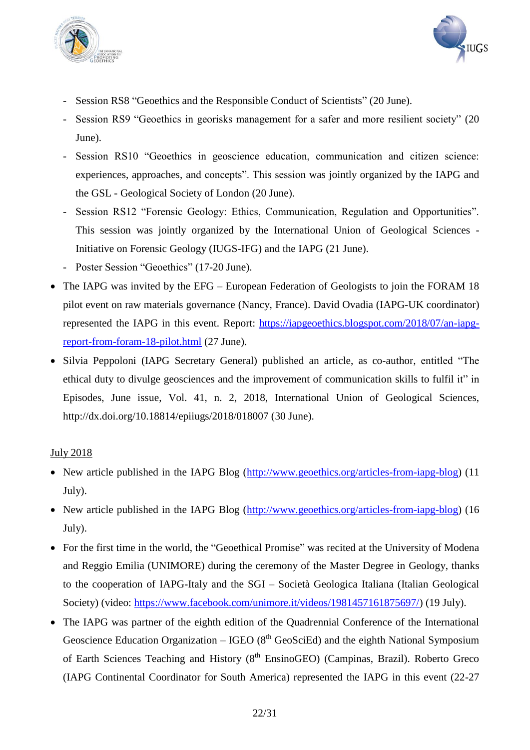- Session RS8 “Geoethics and the Responsible Conduct of Scientists” (20 June).
- Session RS9 “Geoethics in georisks management for a safer and more resilient society” (20 June).
- Session RS10 “Geoethics in geoscience education, communication and citizen science: experiences, approaches, and concepts”. This session was jointly organized by the IAPG and the GSL - Geological Society of London (20 June).
- Session RS12 “Forensic Geology: Ethics, Communication, Regulation and Opportunities”. This session was jointly organized by the International Union of Geological Sciences - Initiative on Forensic Geology (IUGS-IFG) and the IAPG (21 June).
- Poster Session “Geoethics” (17-20 June).

- The IAPG was invited by the EFG – European Federation of Geologists to join the FORAM 18 pilot event on raw materials governance (Nancy, France). David Ovadia (IAPG-UK coordinator) represented the IAPG in this event. Report: [https://iapgeoethics.blogspot.com/2018/07/an-iapg-report-from-foram-18-pilot.html](https://iapgeoethics.blogspot.com/2018/07/an-iapg-report-from-foram-18-pilot.html) (27 June).
- Silvia Peppoloni (IAPG Secretary General) published an article, as co-author, entitled “The ethical duty to divulge geosciences and the improvement of communication skills to fulfil it” in Episodes, June issue, Vol. 41, n. 2, 2018, International Union of Geological Sciences, http://dx.doi.org/10.18814/epiiugs/2018/018007 (30 June).

<u>July 2018</u>

- New article published in the IAPG Blog ([http://www.geoethics.org/articles-from-iapg-blog](http://www.geoethics.org/articles-from-iapg-blog)) (11 July).
- New article published in the IAPG Blog ([http://www.geoethics.org/articles-from-iapg-blog](http://www.geoethics.org/articles-from-iapg-blog)) (16 July).
- For the first time in the world, the “Geoethical Promise” was recited at the University of Modena and Reggio Emilia (UNIMORE) during the ceremony of the Master Degree in Geology, thanks to the cooperation of IAPG-Italy and the SGI – Società Geologica Italiana (Italian Geological Society) (video: [https://www.facebook.com/unimore.it/videos/1981457161875697/](https://www.facebook.com/unimore.it/videos/1981457161875697/)) (19 July).
- The IAPG was partner of the eighth edition of the Quadrennial Conference of the International Geoscience Education Organization – IGEO (8th GeoSciEd) and the eighth National Symposium of Earth Sciences Teaching and History (8th EnsinoGEO) (Campinas, Brazil). Roberto Greco (IAPG Continental Coordinator for South America) represented the IAPG in this event (22-27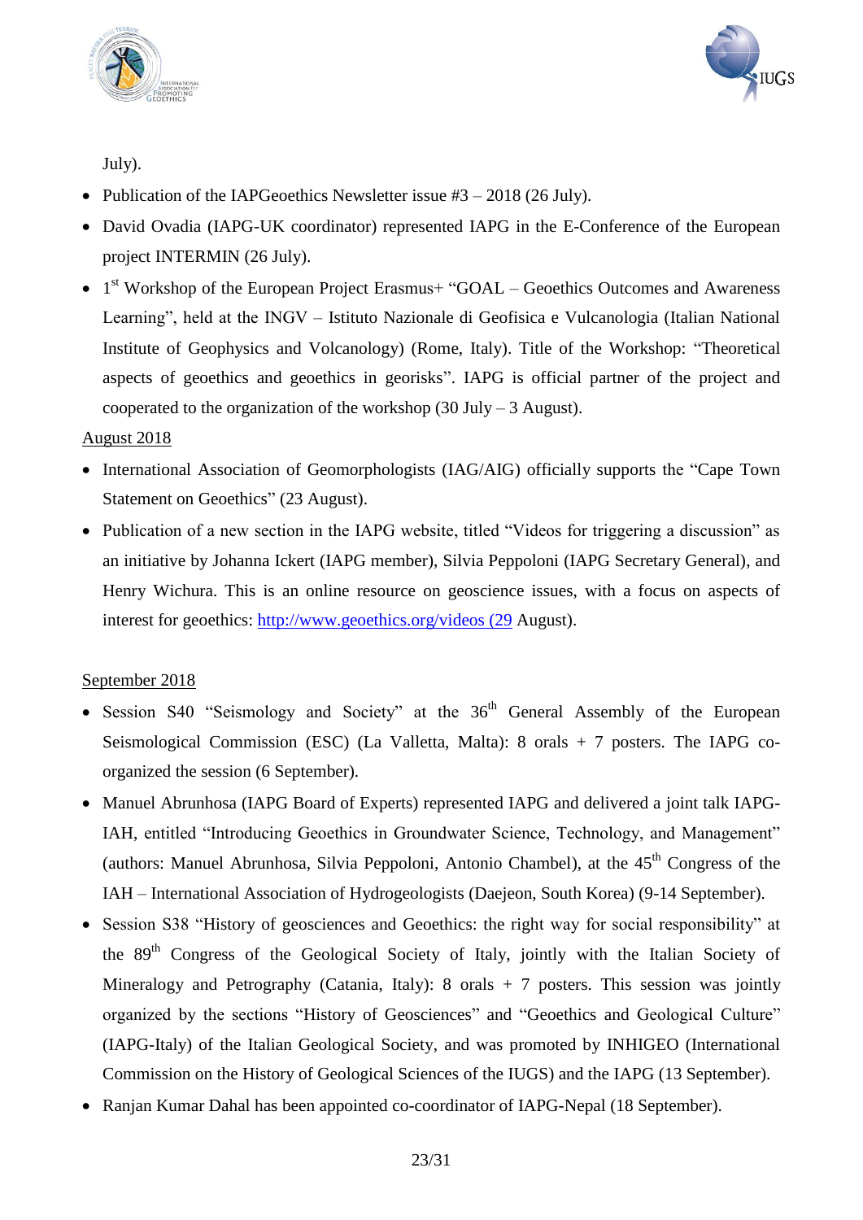July).

- Publication of the IAPGeoethics Newsletter issue #3 – 2018 (26 July).
- David Ovadia (IAPG-UK coordinator) represented IAPG in the E-Conference of the European project INTERMIN (26 July).
- 1st Workshop of the European Project Erasmus+ "GOAL – Geoethics Outcomes and Awareness Learning", held at the INGV – Istituto Nazionale di Geofisica e Vulcanologia (Italian National Institute of Geophysics and Volcanology) (Rome, Italy). Title of the Workshop: "Theoretical aspects of geoethics and geoethics in georisks". IAPG is official partner of the project and cooperated to the organization of the workshop (30 July – 3 August).

August 2018

- International Association of Geomorphologists (IAG/AIG) officially supports the "Cape Town Statement on Geoethics" (23 August).
- Publication of a new section in the IAPG website, titled "Videos for triggering a discussion" as an initiative by Johanna Ickert (IAPG member), Silvia Peppoloni (IAPG Secretary General), and Henry Wichura. This is an online resource on geoscience issues, with a focus on aspects of interest for geoethics: http://www.geoethics.org/videos (29 August).

September 2018

- Session S40 "Seismology and Society" at the 36th General Assembly of the European Seismological Commission (ESC) (La Valletta, Malta): 8 orals + 7 posters. The IAPG co-organized the session (6 September).
- Manuel Abrunhosa (IAPG Board of Experts) represented IAPG and delivered a joint talk IAPG-IAH, entitled "Introducing Geoethics in Groundwater Science, Technology, and Management" (authors: Manuel Abrunhosa, Silvia Peppoloni, Antonio Chambel), at the 45th Congress of the IAH – International Association of Hydrogeologists (Daejeon, South Korea) (9-14 September).
- Session S38 "History of geosciences and Geoethics: the right way for social responsibility" at the 89th Congress of the Geological Society of Italy, jointly with the Italian Society of Mineralogy and Petrography (Catania, Italy): 8 orals + 7 posters. This session was jointly organized by the sections "History of Geosciences" and "Geoethics and Geological Culture" (IAPG-Italy) of the Italian Geological Society, and was promoted by INHIGEO (International Commission on the History of Geological Sciences of the IUGS) and the IAPG (13 September).
- Ranjan Kumar Dahal has been appointed co-coordinator of IAPG-Nepal (18 September).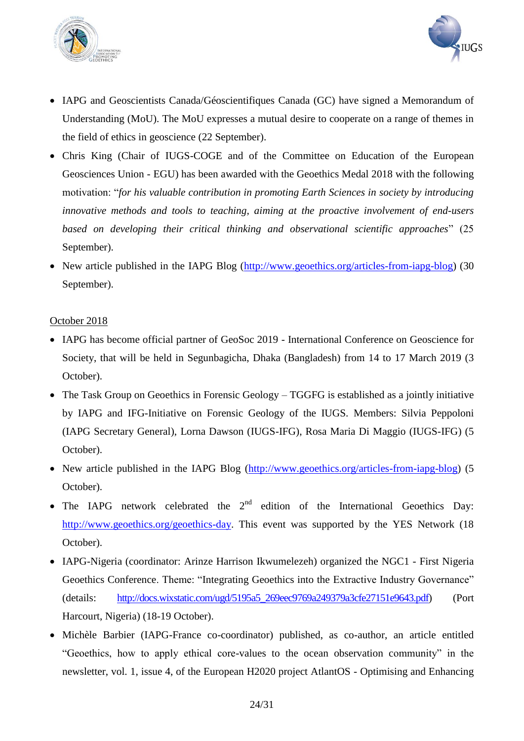- IAPG and Geoscientists Canada/Géoscientifiques Canada (GC) have signed a Memorandum of Understanding (MoU). The MoU expresses a mutual desire to cooperate on a range of themes in the field of ethics in geoscience (22 September).
- Chris King (Chair of IUGS-COGE and of the Committee on Education of the European Geosciences Union - EGU) has been awarded with the Geoethics Medal 2018 with the following motivation: "*for his valuable contribution in promoting Earth Sciences in society by introducing innovative methods and tools to teaching, aiming at the proactive involvement of end-users based on developing their critical thinking and observational scientific approaches*" (25 September).
- New article published in the IAPG Blog (http://www.geoethics.org/articles-from-iapg-blog) (30 September).

October 2018

- IAPG has become official partner of GeoSoc 2019 - International Conference on Geoscience for Society, that will be held in Segunbagicha, Dhaka (Bangladesh) from 14 to 17 March 2019 (3 October).
- The Task Group on Geoethics in Forensic Geology – TGGFG is established as a jointly initiative by IAPG and IFG-Initiative on Forensic Geology of the IUGS. Members: Silvia Peppoloni (IAPG Secretary General), Lorna Dawson (IUGS-IFG), Rosa Maria Di Maggio (IUGS-IFG) (5 October).
- New article published in the IAPG Blog (http://www.geoethics.org/articles-from-iapg-blog) (5 October).
- The IAPG network celebrated the 2nd edition of the International Geoethics Day: http://www.geoethics.org/geoethics-day. This event was supported by the YES Network (18 October).
- IAPG-Nigeria (coordinator: Arinze Harrison Ikwumelezeh) organized the NGC1 - First Nigeria Geoethics Conference. Theme: "Integrating Geoethics into the Extractive Industry Governance" (details: http://docs.wixstatic.com/ugd/5195a5_269eec9769a249379a3cfe27151e9643.pdf) (Port Harcourt, Nigeria) (18-19 October).
- Michèle Barbier (IAPG-France co-coordinator) published, as co-author, an article entitled "Geoethics, how to apply ethical core-values to the ocean observation community" in the newsletter, vol. 1, issue 4, of the European H2020 project AtlantOS - Optimising and Enhancing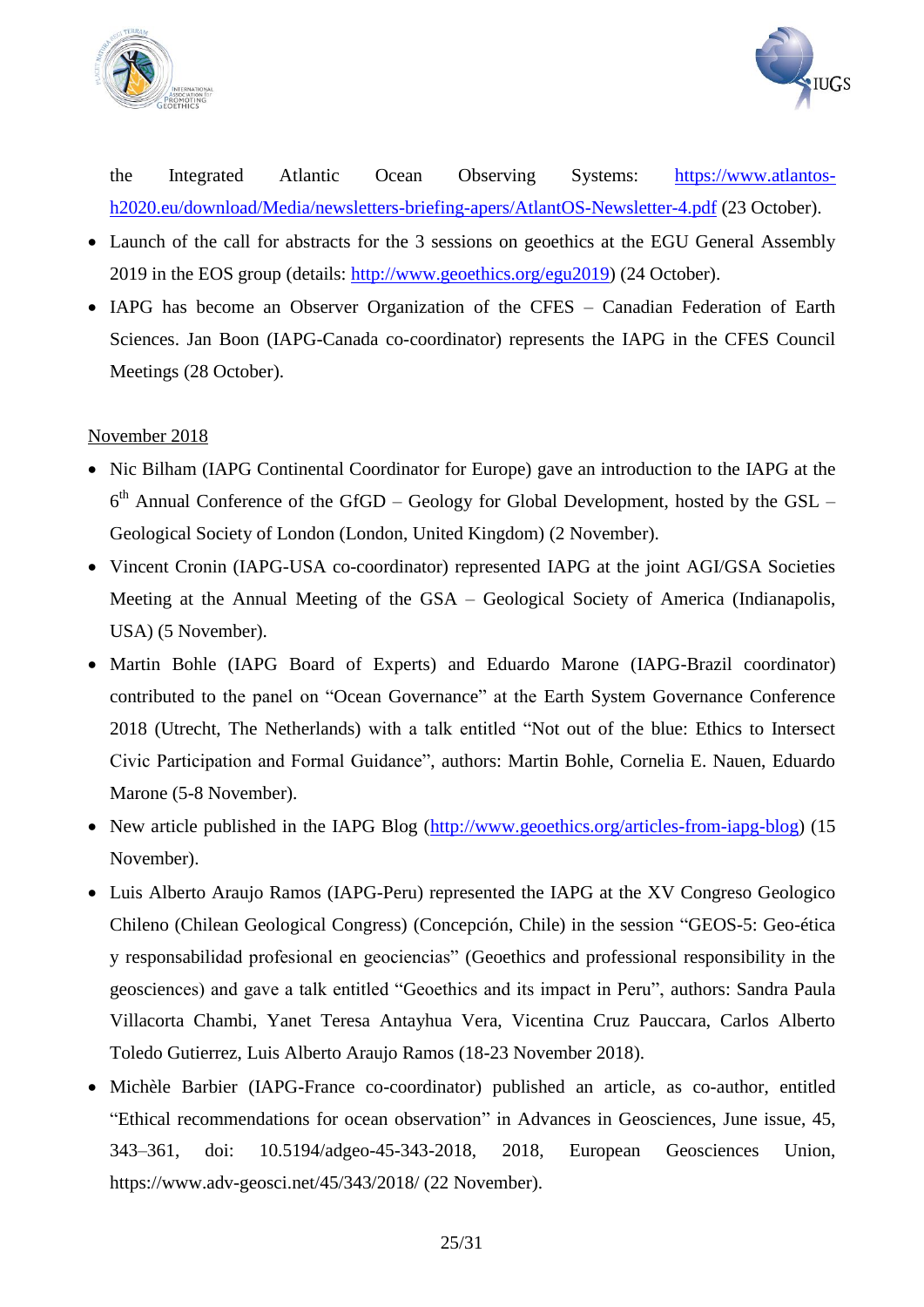the Integrated Atlantic Ocean Observing Systems: https://www.atlantos-h2020.eu/download/Media/newsletters-briefing-apers/AtlantOS-Newsletter-4.pdf (23 October).

- Launch of the call for abstracts for the 3 sessions on geoethics at the EGU General Assembly 2019 in the EOS group (details: http://www.geoethics.org/egu2019) (24 October).
- IAPG has become an Observer Organization of the CFES – Canadian Federation of Earth Sciences. Jan Boon (IAPG-Canada co-coordinator) represents the IAPG in the CFES Council Meetings (28 October).

November 2018

- Nic Bilham (IAPG Continental Coordinator for Europe) gave an introduction to the IAPG at the 6th Annual Conference of the GfGD – Geology for Global Development, hosted by the GSL – Geological Society of London (London, United Kingdom) (2 November).
- Vincent Cronin (IAPG-USA co-coordinator) represented IAPG at the joint AGI/GSA Societies Meeting at the Annual Meeting of the GSA – Geological Society of America (Indianapolis, USA) (5 November).
- Martin Bohle (IAPG Board of Experts) and Eduardo Marone (IAPG-Brazil coordinator) contributed to the panel on “Ocean Governance” at the Earth System Governance Conference 2018 (Utrecht, The Netherlands) with a talk entitled “Not out of the blue: Ethics to Intersect Civic Participation and Formal Guidance”, authors: Martin Bohle, Cornelia E. Nauen, Eduardo Marone (5-8 November).
- New article published in the IAPG Blog (http://www.geoethics.org/articles-from-iapg-blog) (15 November).
- Luis Alberto Araujo Ramos (IAPG-Peru) represented the IAPG at the XV Congreso Geologico Chileno (Chilean Geological Congress) (Concepción, Chile) in the session “GEOS-5: Geo-ética y responsabilidad profesional en geociencias” (Geoethics and professional responsibility in the geosciences) and gave a talk entitled “Geoethics and its impact in Peru”, authors: Sandra Paula Villacorta Chambi, Yanet Teresa Antayhua Vera, Vicentina Cruz Pauccara, Carlos Alberto Toledo Gutierrez, Luis Alberto Araujo Ramos (18-23 November 2018).
- Michèle Barbier (IAPG-France co-coordinator) published an article, as co-author, entitled “Ethical recommendations for ocean observation” in Advances in Geosciences, June issue, 45, 343–361, doi: 10.5194/adgeo-45-343-2018, 2018, European Geosciences Union, https://www.adv-geosci.net/45/343/2018/ (22 November).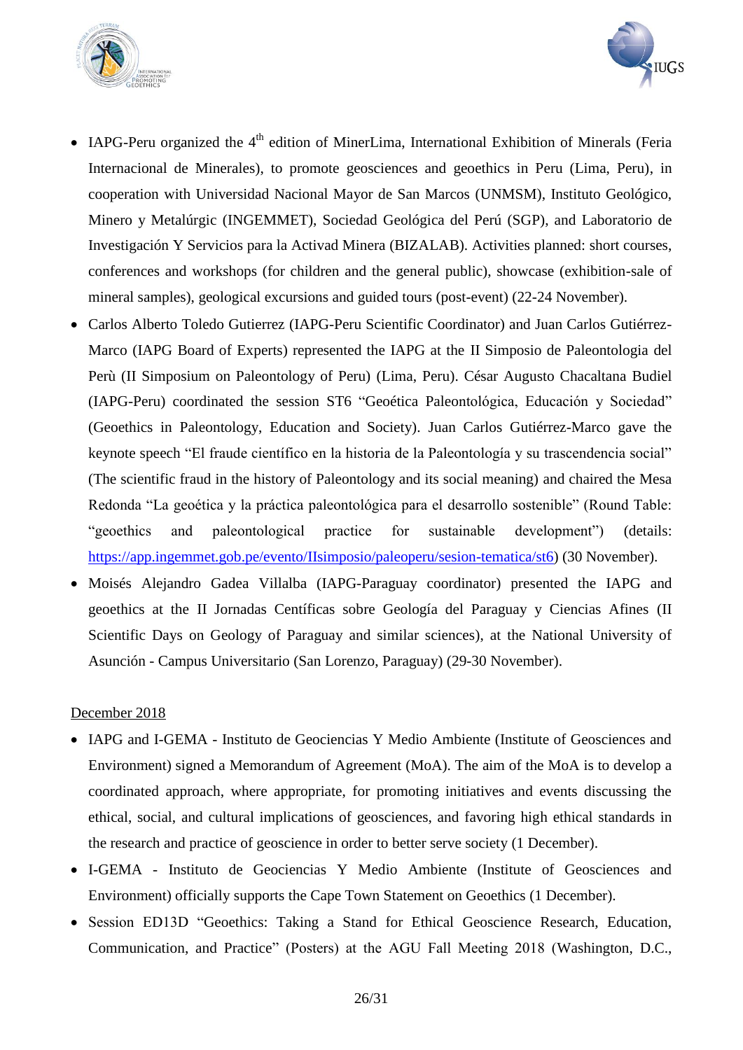- IAPG-Peru organized the 4th edition of MinerLima, International Exhibition of Minerals (Feria Internacional de Minerales), to promote geosciences and geoethics in Peru (Lima, Peru), in cooperation with Universidad Nacional Mayor de San Marcos (UNMSM), Instituto Geológico, Minero y Metalúrgic (INGEMMET), Sociedad Geológica del Perú (SGP), and Laboratorio de Investigación Y Servicios para la Activad Minera (BIZALAB). Activities planned: short courses, conferences and workshops (for children and the general public), showcase (exhibition-sale of mineral samples), geological excursions and guided tours (post-event) (22-24 November).
- Carlos Alberto Toledo Gutierrez (IAPG-Peru Scientific Coordinator) and Juan Carlos Gutiérrez-Marco (IAPG Board of Experts) represented the IAPG at the II Simposio de Paleontologia del Perù (II Simposium on Paleontology of Peru) (Lima, Peru). César Augusto Chacaltana Budiel (IAPG-Peru) coordinated the session ST6 "Geoética Paleontológica, Educación y Sociedad" (Geoethics in Paleontology, Education and Society). Juan Carlos Gutiérrez-Marco gave the keynote speech "El fraude científico en la historia de la Paleontología y su trascendencia social" (The scientific fraud in the history of Paleontology and its social meaning) and chaired the Mesa Redonda "La geoética y la práctica paleontológica para el desarrollo sostenible" (Round Table: "geoethics and paleontological practice for sustainable development") (details: https://app.ingemmet.gob.pe/evento/IIsimposio/paleoperu/sesion-tematica/st6) (30 November).
- Moisés Alejandro Gadea Villalba (IAPG-Paraguay coordinator) presented the IAPG and geoethics at the II Jornadas Centíficas sobre Geología del Paraguay y Ciencias Afines (II Scientific Days on Geology of Paraguay and similar sciences), at the National University of Asunción - Campus Universitario (San Lorenzo, Paraguay) (29-30 November).

December 2018

- IAPG and I-GEMA - Instituto de Geociencias Y Medio Ambiente (Institute of Geosciences and Environment) signed a Memorandum of Agreement (MoA). The aim of the MoA is to develop a coordinated approach, where appropriate, for promoting initiatives and events discussing the ethical, social, and cultural implications of geosciences, and favoring high ethical standards in the research and practice of geoscience in order to better serve society (1 December).
- I-GEMA - Instituto de Geociencias Y Medio Ambiente (Institute of Geosciences and Environment) officially supports the Cape Town Statement on Geoethics (1 December).
- Session ED13D "Geoethics: Taking a Stand for Ethical Geoscience Research, Education, Communication, and Practice" (Posters) at the AGU Fall Meeting 2018 (Washington, D.C.,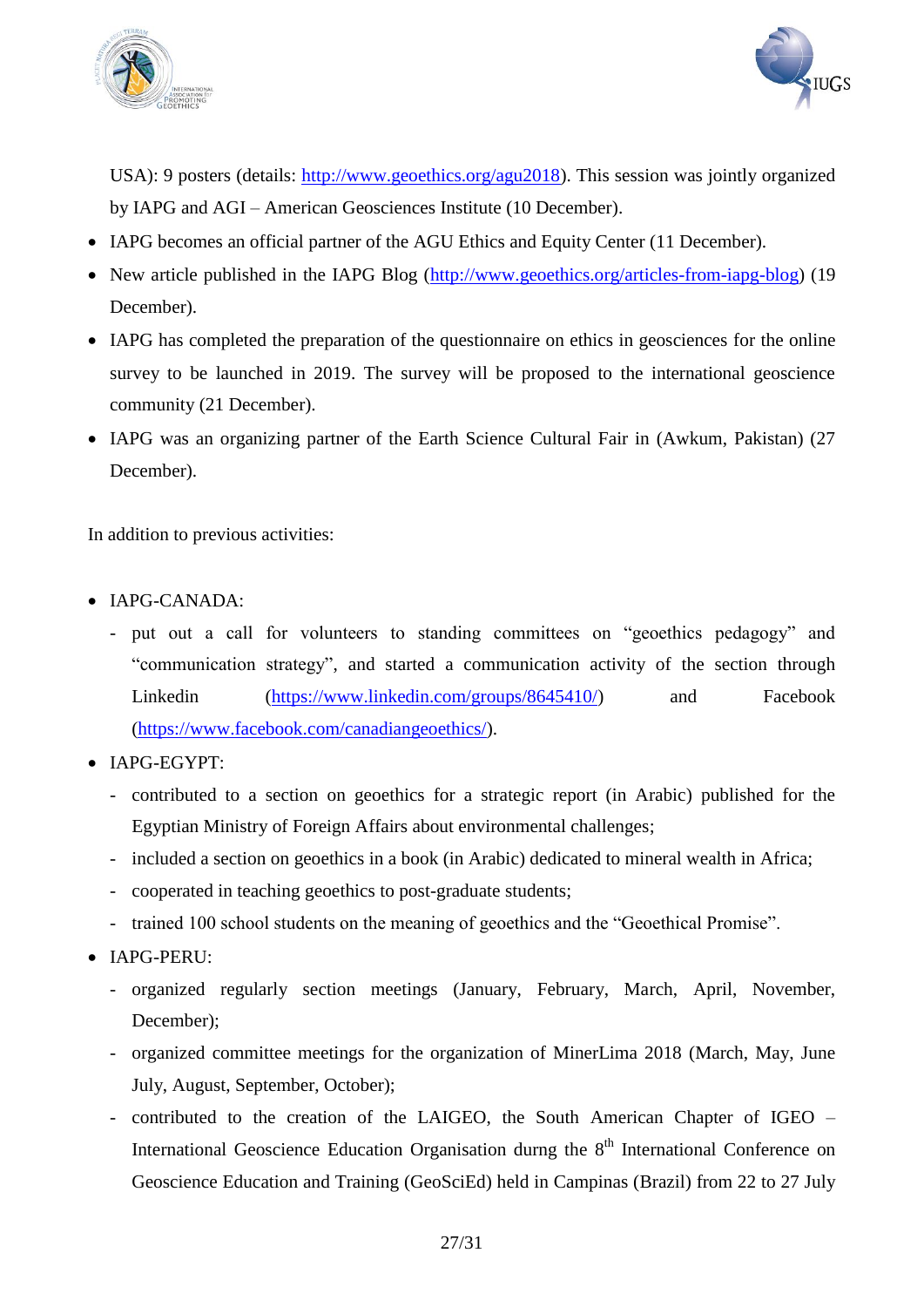USA): 9 posters (details: http://www.geoethics.org/agu2018). This session was jointly organized by IAPG and AGI – American Geosciences Institute (10 December).

- IAPG becomes an official partner of the AGU Ethics and Equity Center (11 December).
- New article published in the IAPG Blog (http://www.geoethics.org/articles-from-iapg-blog) (19 December).
- IAPG has completed the preparation of the questionnaire on ethics in geosciences for the online survey to be launched in 2019. The survey will be proposed to the international geoscience community (21 December).
- IAPG was an organizing partner of the Earth Science Cultural Fair in (Awkum, Pakistan) (27 December).

In addition to previous activities:

- IAPG-CANADA:
  - put out a call for volunteers to standing committees on "geoethics pedagogy" and "communication strategy", and started a communication activity of the section through Linkedin (https://www.linkedin.com/groups/8645410/) and Facebook (https://www.facebook.com/canadiangeoethics/).
- IAPG-EGYPT:
  - contributed to a section on geoethics for a strategic report (in Arabic) published for the Egyptian Ministry of Foreign Affairs about environmental challenges;
  - included a section on geoethics in a book (in Arabic) dedicated to mineral wealth in Africa;
  - cooperated in teaching geoethics to post-graduate students;
  - trained 100 school students on the meaning of geoethics and the "Geoethical Promise".
- IAPG-PERU:
  - organized regularly section meetings (January, February, March, April, November, December);
  - organized committee meetings for the organization of MinerLima 2018 (March, May, June July, August, September, October);
  - contributed to the creation of the LAIGEO, the South American Chapter of IGEO – International Geoscience Education Organisation durng the 8th International Conference on Geoscience Education and Training (GeoSciEd) held in Campinas (Brazil) from 22 to 27 July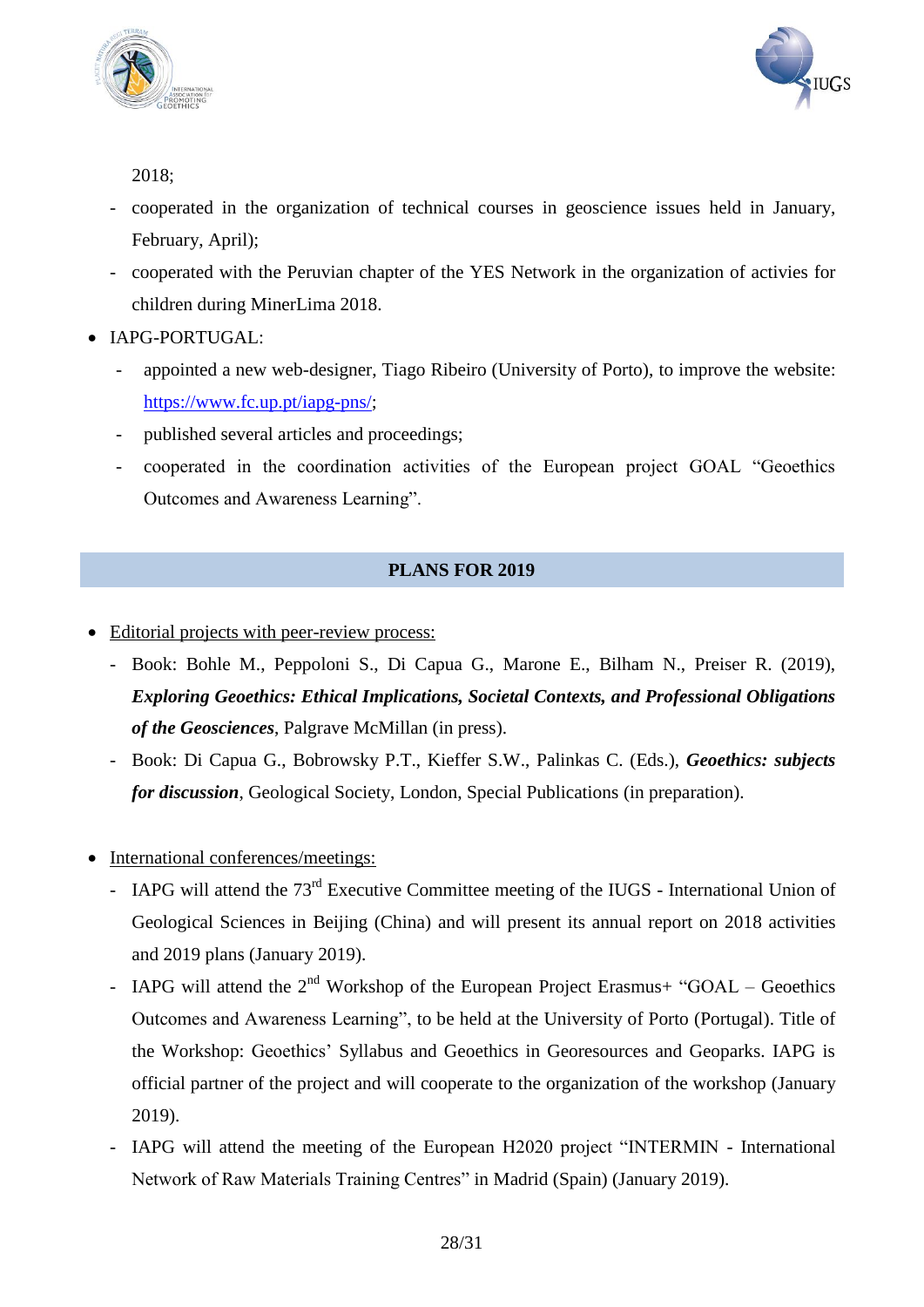2018;

- cooperated in the organization of technical courses in geoscience issues held in January, February, April);
- cooperated with the Peruvian chapter of the YES Network in the organization of activies for children during MinerLima 2018.

- IAPG-PORTUGAL:
  - appointed a new web-designer, Tiago Ribeiro (University of Porto), to improve the website: https://www.fc.up.pt/iapg-pns/;
  - published several articles and proceedings;
  - cooperated in the coordination activities of the European project GOAL "Geoethics Outcomes and Awareness Learning".

## PLANS FOR 2019

- Editorial projects with peer-review process:
  - Book: Bohle M., Peppoloni S., Di Capua G., Marone E., Bilham N., Preiser R. (2019), ***Exploring Geoethics: Ethical Implications, Societal Contexts, and Professional Obligations of the Geosciences***, Palgrave McMillan (in press).
  - Book: Di Capua G., Bobrowsky P.T., Kieffer S.W., Palinkas C. (Eds.), ***Geoethics: subjects for discussion***, Geological Society, London, Special Publications (in preparation).

- International conferences/meetings:
  - IAPG will attend the 73rd Executive Committee meeting of the IUGS - International Union of Geological Sciences in Beijing (China) and will present its annual report on 2018 activities and 2019 plans (January 2019).
  - IAPG will attend the 2nd Workshop of the European Project Erasmus+ "GOAL – Geoethics Outcomes and Awareness Learning", to be held at the University of Porto (Portugal). Title of the Workshop: Geoethics' Syllabus and Geoethics in Georesources and Geoparks. IAPG is official partner of the project and will cooperate to the organization of the workshop (January 2019).
  - IAPG will attend the meeting of the European H2020 project "INTERMIN - International Network of Raw Materials Training Centres" in Madrid (Spain) (January 2019).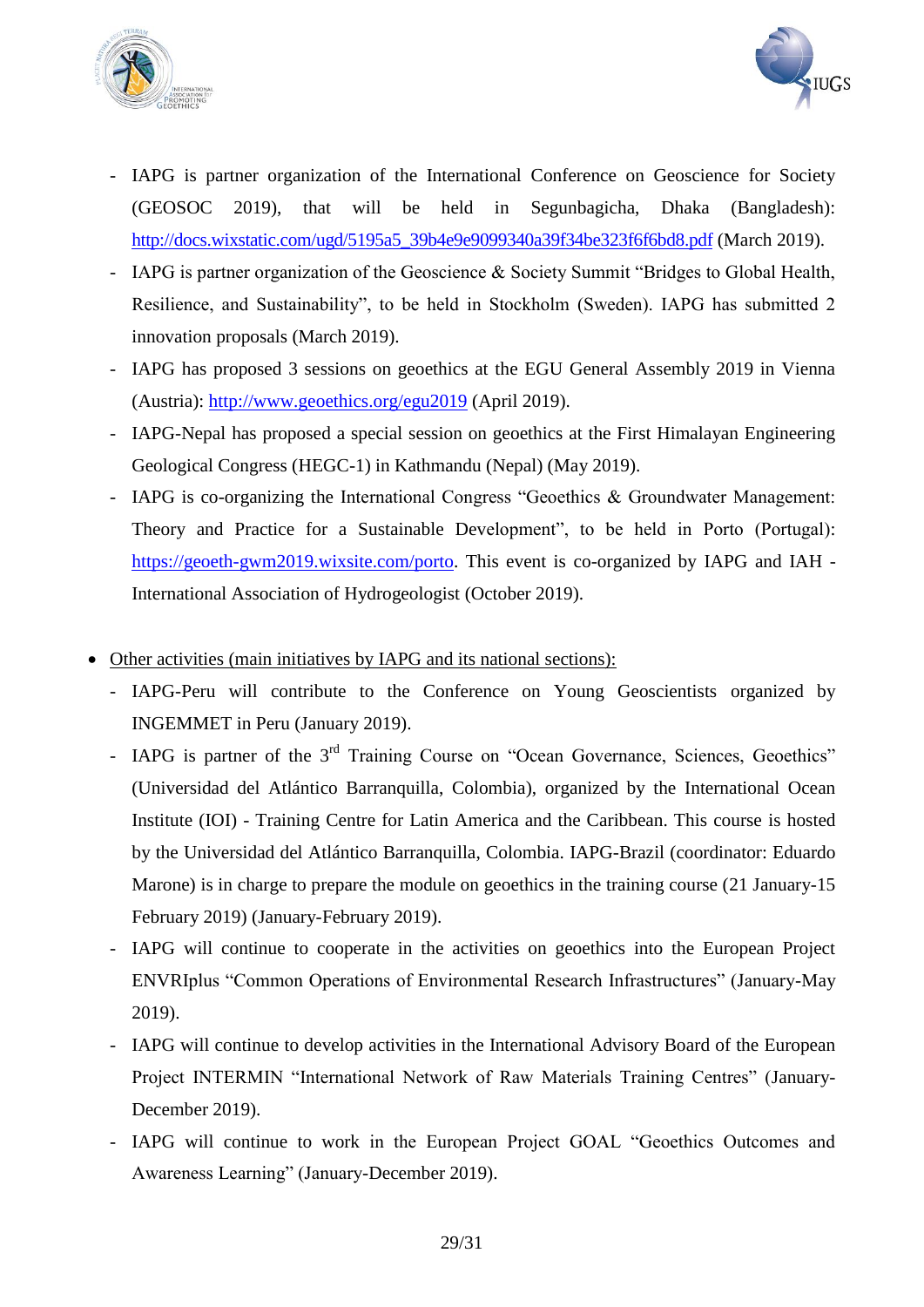- IAPG is partner organization of the International Conference on Geoscience for Society (GEOSOC 2019), that will be held in Segunbagicha, Dhaka (Bangladesh): [http://docs.wixstatic.com/ugd/5195a5_39b4e9e9099340a39f34be323f6f6bd8.pdf](http://docs.wixstatic.com/ugd/5195a5_39b4e9e9099340a39f34be323f6f6bd8.pdf) (March 2019).
- IAPG is partner organization of the Geoscience & Society Summit “Bridges to Global Health, Resilience, and Sustainability”, to be held in Stockholm (Sweden). IAPG has submitted 2 innovation proposals (March 2019).
- IAPG has proposed 3 sessions on geoethics at the EGU General Assembly 2019 in Vienna (Austria): [http://www.geoethics.org/egu2019](http://www.geoethics.org/egu2019) (April 2019).
- IAPG-Nepal has proposed a special session on geoethics at the First Himalayan Engineering Geological Congress (HEGC-1) in Kathmandu (Nepal) (May 2019).
- IAPG is co-organizing the International Congress “Geoethics & Groundwater Management: Theory and Practice for a Sustainable Development”, to be held in Porto (Portugal): [https://geoeth-gwm2019.wixsite.com/porto](https://geoeth-gwm2019.wixsite.com/porto). This event is co-organized by IAPG and IAH - International Association of Hydrogeologist (October 2019).

- Other activities (main initiatives by IAPG and its national sections):
  - IAPG-Peru will contribute to the Conference on Young Geoscientists organized by INGEMMET in Peru (January 2019).
  - IAPG is partner of the 3rd Training Course on “Ocean Governance, Sciences, Geoethics” (Universidad del Atlántico Barranquilla, Colombia), organized by the International Ocean Institute (IOI) - Training Centre for Latin America and the Caribbean. This course is hosted by the Universidad del Atlántico Barranquilla, Colombia. IAPG-Brazil (coordinator: Eduardo Marone) is in charge to prepare the module on geoethics in the training course (21 January-15 February 2019) (January-February 2019).
  - IAPG will continue to cooperate in the activities on geoethics into the European Project ENVRIplus “Common Operations of Environmental Research Infrastructures” (January-May 2019).
  - IAPG will continue to develop activities in the International Advisory Board of the European Project INTERMIN “International Network of Raw Materials Training Centres” (January-December 2019).
  - IAPG will continue to work in the European Project GOAL “Geoethics Outcomes and Awareness Learning” (January-December 2019).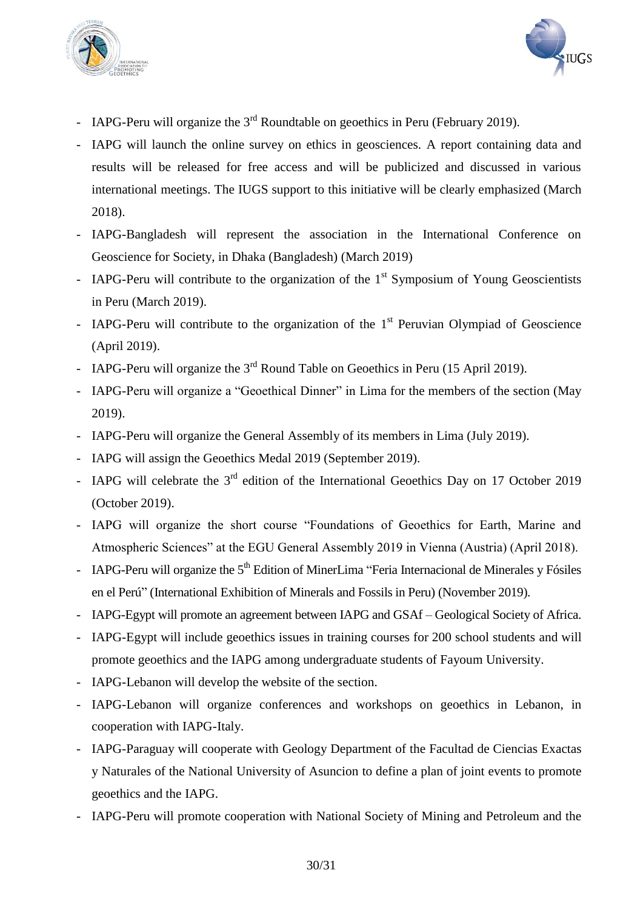- IAPG-Peru will organize the 3rd Roundtable on geoethics in Peru (February 2019).
- IAPG will launch the online survey on ethics in geosciences. A report containing data and results will be released for free access and will be publicized and discussed in various international meetings. The IUGS support to this initiative will be clearly emphasized (March 2018).
- IAPG-Bangladesh will represent the association in the International Conference on Geoscience for Society, in Dhaka (Bangladesh) (March 2019)
- IAPG-Peru will contribute to the organization of the 1st Symposium of Young Geoscientists in Peru (March 2019).
- IAPG-Peru will contribute to the organization of the 1st Peruvian Olympiad of Geoscience (April 2019).
- IAPG-Peru will organize the 3rd Round Table on Geoethics in Peru (15 April 2019).
- IAPG-Peru will organize a "Geoethical Dinner" in Lima for the members of the section (May 2019).
- IAPG-Peru will organize the General Assembly of its members in Lima (July 2019).
- IAPG will assign the Geoethics Medal 2019 (September 2019).
- IAPG will celebrate the 3rd edition of the International Geoethics Day on 17 October 2019 (October 2019).
- IAPG will organize the short course "Foundations of Geoethics for Earth, Marine and Atmospheric Sciences" at the EGU General Assembly 2019 in Vienna (Austria) (April 2018).
- IAPG-Peru will organize the 5th Edition of MinerLima "Feria Internacional de Minerales y Fósiles en el Perú" (International Exhibition of Minerals and Fossils in Peru) (November 2019).
- IAPG-Egypt will promote an agreement between IAPG and GSAf – Geological Society of Africa.
- IAPG-Egypt will include geoethics issues in training courses for 200 school students and will promote geoethics and the IAPG among undergraduate students of Fayoum University.
- IAPG-Lebanon will develop the website of the section.
- IAPG-Lebanon will organize conferences and workshops on geoethics in Lebanon, in cooperation with IAPG-Italy.
- IAPG-Paraguay will cooperate with Geology Department of the Facultad de Ciencias Exactas y Naturales of the National University of Asuncion to define a plan of joint events to promote geoethics and the IAPG.
- IAPG-Peru will promote cooperation with National Society of Mining and Petroleum and the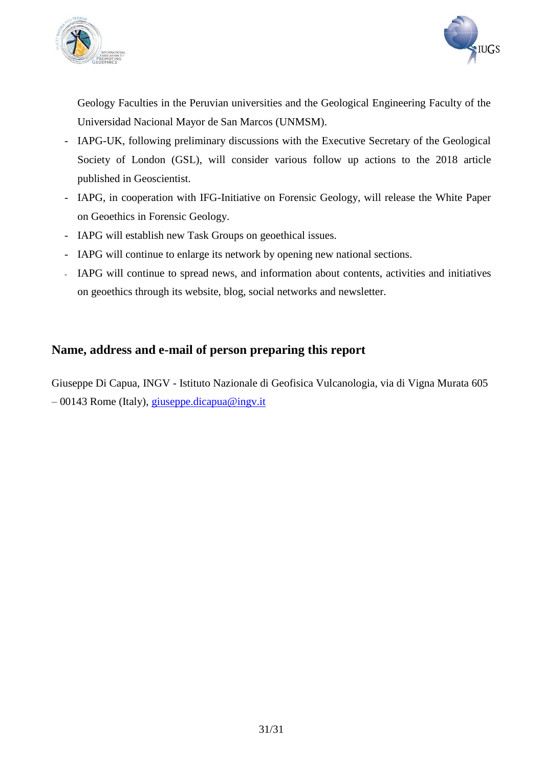Geology Faculties in the Peruvian universities and the Geological Engineering Faculty of the Universidad Nacional Mayor de San Marcos (UNMSM).

- IAPG-UK, following preliminary discussions with the Executive Secretary of the Geological Society of London (GSL), will consider various follow up actions to the 2018 article published in Geoscientist.
- IAPG, in cooperation with IFG-Initiative on Forensic Geology, will release the White Paper on Geoethics in Forensic Geology.
- IAPG will establish new Task Groups on geoethical issues.
- IAPG will continue to enlarge its network by opening new national sections.
- IAPG will continue to spread news, and information about contents, activities and initiatives on geoethics through its website, blog, social networks and newsletter.

## Name, address and e-mail of person preparing this report

Giuseppe Di Capua, INGV - Istituto Nazionale di Geofisica Vulcanologia, via di Vigna Murata 605 – 00143 Rome (Italy), giuseppe.dicapua@ingv.it